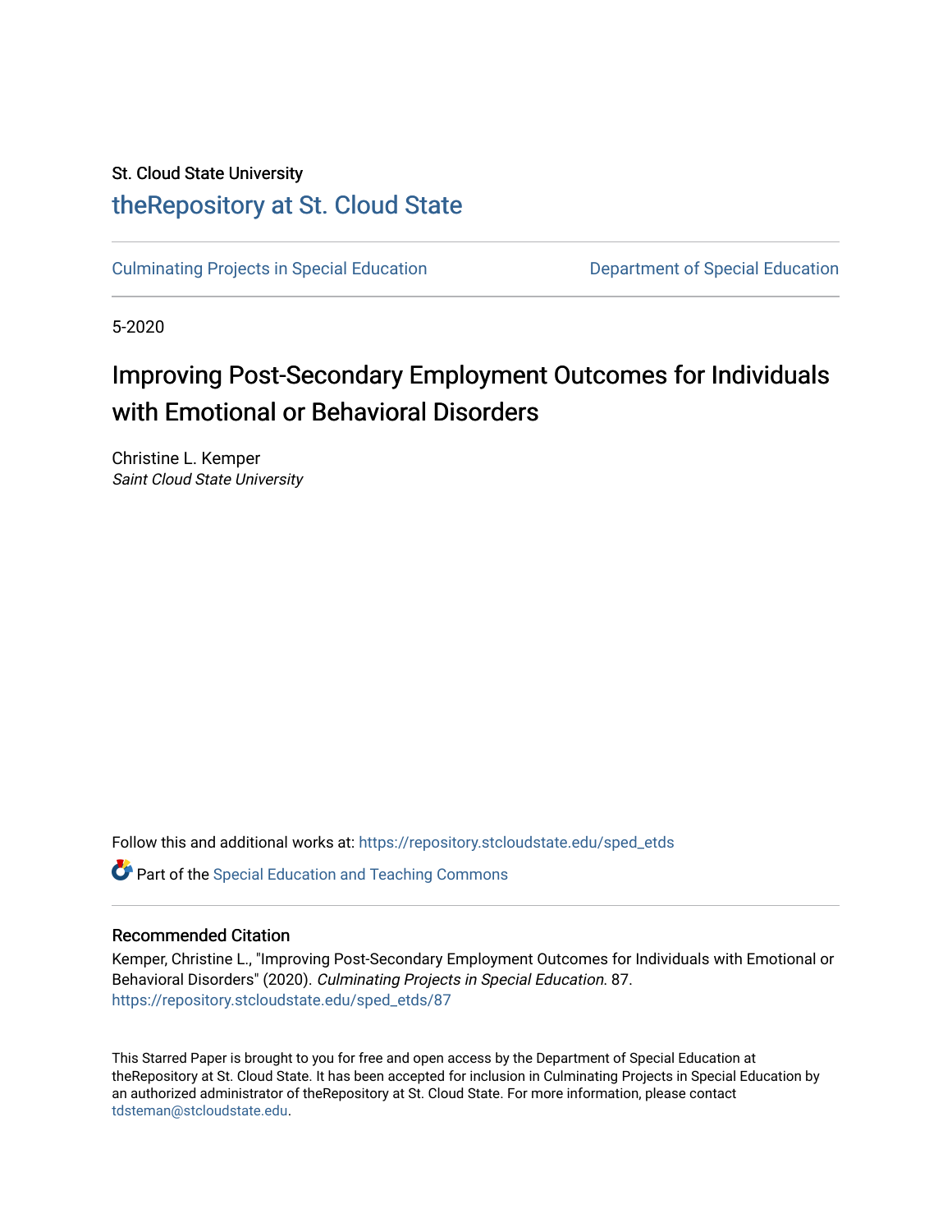St. Cloud State University

# theRepository at St. Cloud State

Culminating Projects in Special Education | Department of Special Education

5-2020

# Improving Post-Secondary Employment Outcomes for Individuals with Emotional or Behavioral Disorders

Christine L. Kemper
*Saint Cloud State University*

Follow this and additional works at: https://repository.stcloudstate.edu/sped_etds

Part of the Special Education and Teaching Commons

## Recommended Citation

Kemper, Christine L., "Improving Post-Secondary Employment Outcomes for Individuals with Emotional or Behavioral Disorders" (2020). *Culminating Projects in Special Education*. 87.
https://repository.stcloudstate.edu/sped_etds/87

This Starred Paper is brought to you for free and open access by the Department of Special Education at theRepository at St. Cloud State. It has been accepted for inclusion in Culminating Projects in Special Education by an authorized administrator of theRepository at St. Cloud State. For more information, please contact tdsteman@stcloudstate.edu.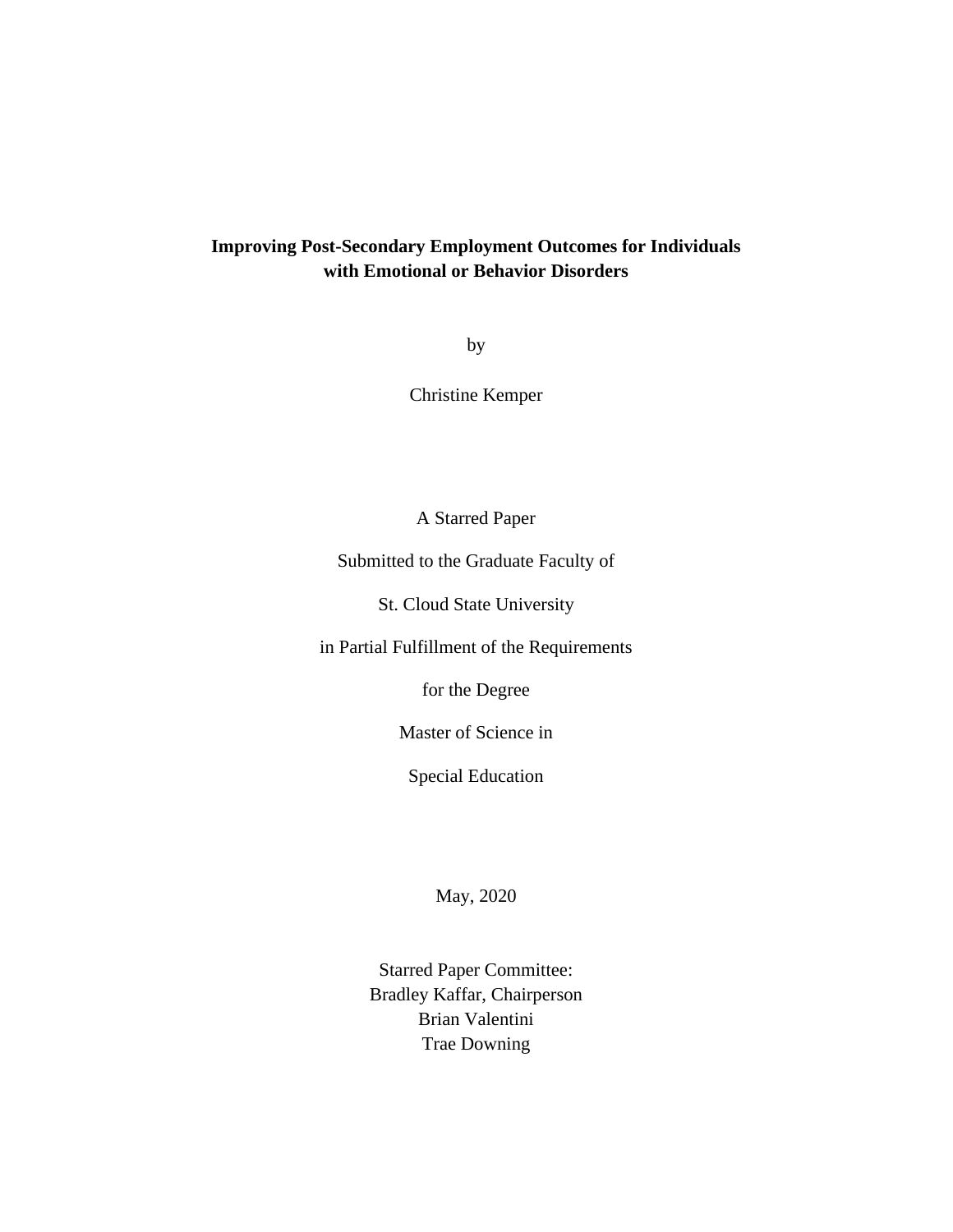# Improving Post-Secondary Employment Outcomes for Individuals with Emotional or Behavior Disorders

by

Christine Kemper

A Starred Paper

Submitted to the Graduate Faculty of

St. Cloud State University

in Partial Fulfillment of the Requirements

for the Degree

Master of Science in

Special Education

May, 2020

Starred Paper Committee:
Bradley Kaffar, Chairperson
Brian Valentini
Trae Downing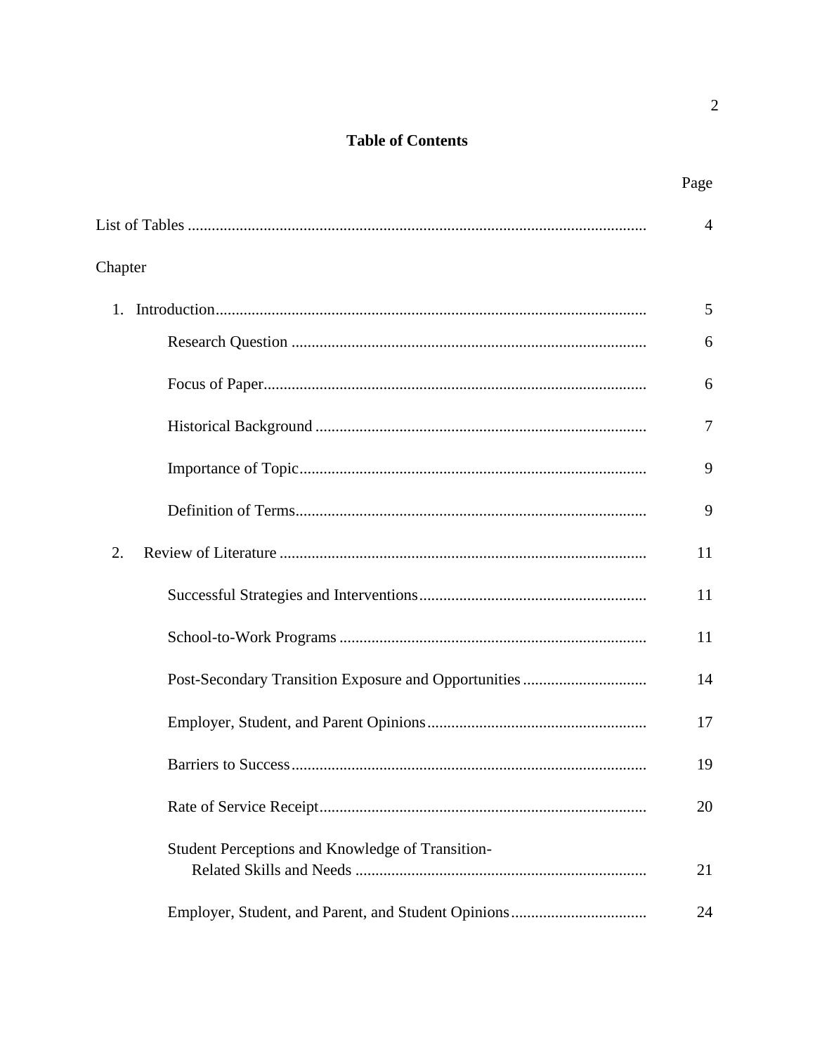# Table of Contents

| | Page |
|---|---|
| List of Tables | 4 |
| Chapter | |
| 1. Introduction | 5 |
| Research Question | 6 |
| Focus of Paper | 6 |
| Historical Background | 7 |
| Importance of Topic | 9 |
| Definition of Terms | 9 |
| 2. Review of Literature | 11 |
| Successful Strategies and Interventions | 11 |
| School-to-Work Programs | 11 |
| Post-Secondary Transition Exposure and Opportunities | 14 |
| Employer, Student, and Parent Opinions | 17 |
| Barriers to Success | 19 |
| Rate of Service Receipt | 20 |
| Student Perceptions and Knowledge of Transition-Related Skills and Needs | 21 |
| Employer, Student, and Parent, and Student Opinions | 24 |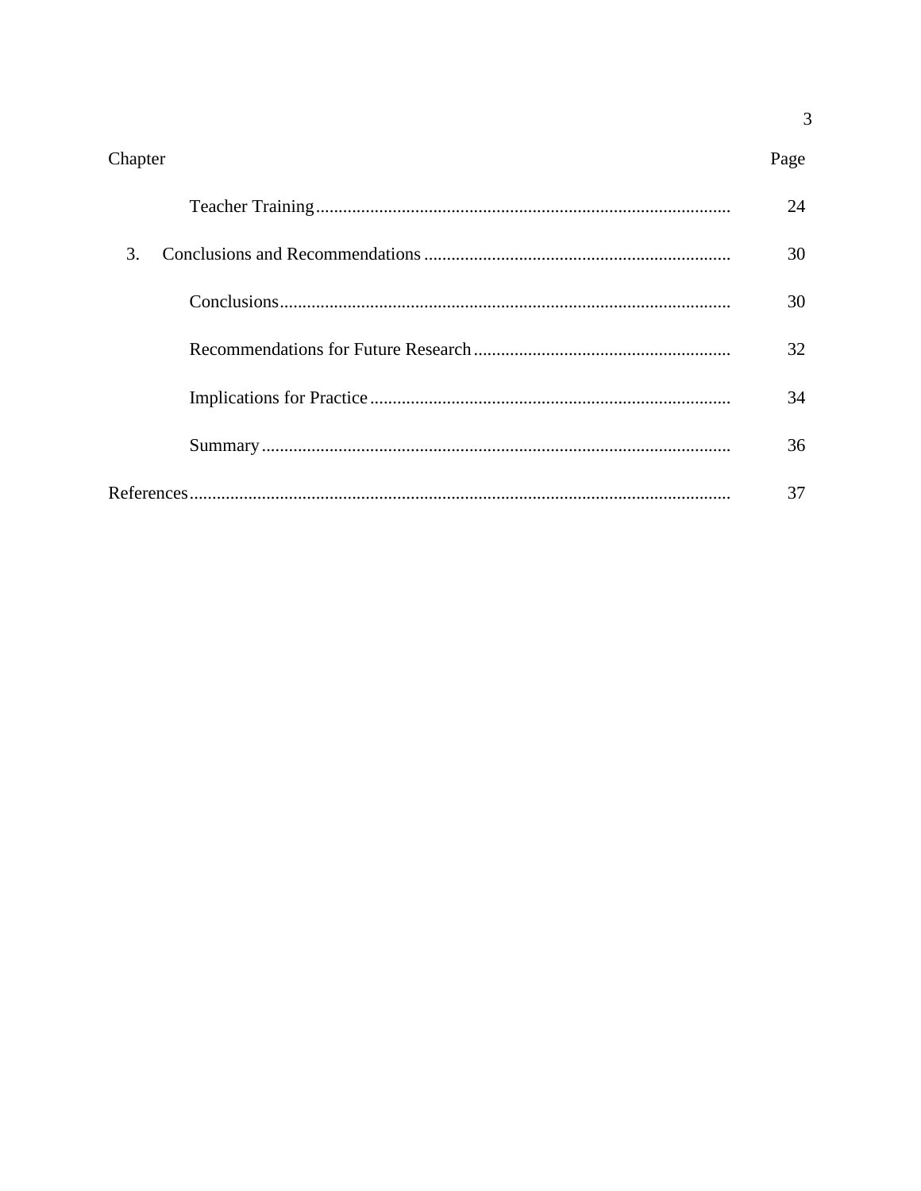| Chapter | | Page |
| --- | --- | --- |
| | Teacher Training | 24 |
| 3. | Conclusions and Recommendations | 30 |
| | Conclusions | 30 |
| | Recommendations for Future Research | 32 |
| | Implications for Practice | 34 |
| | Summary | 36 |
| References | | 37 |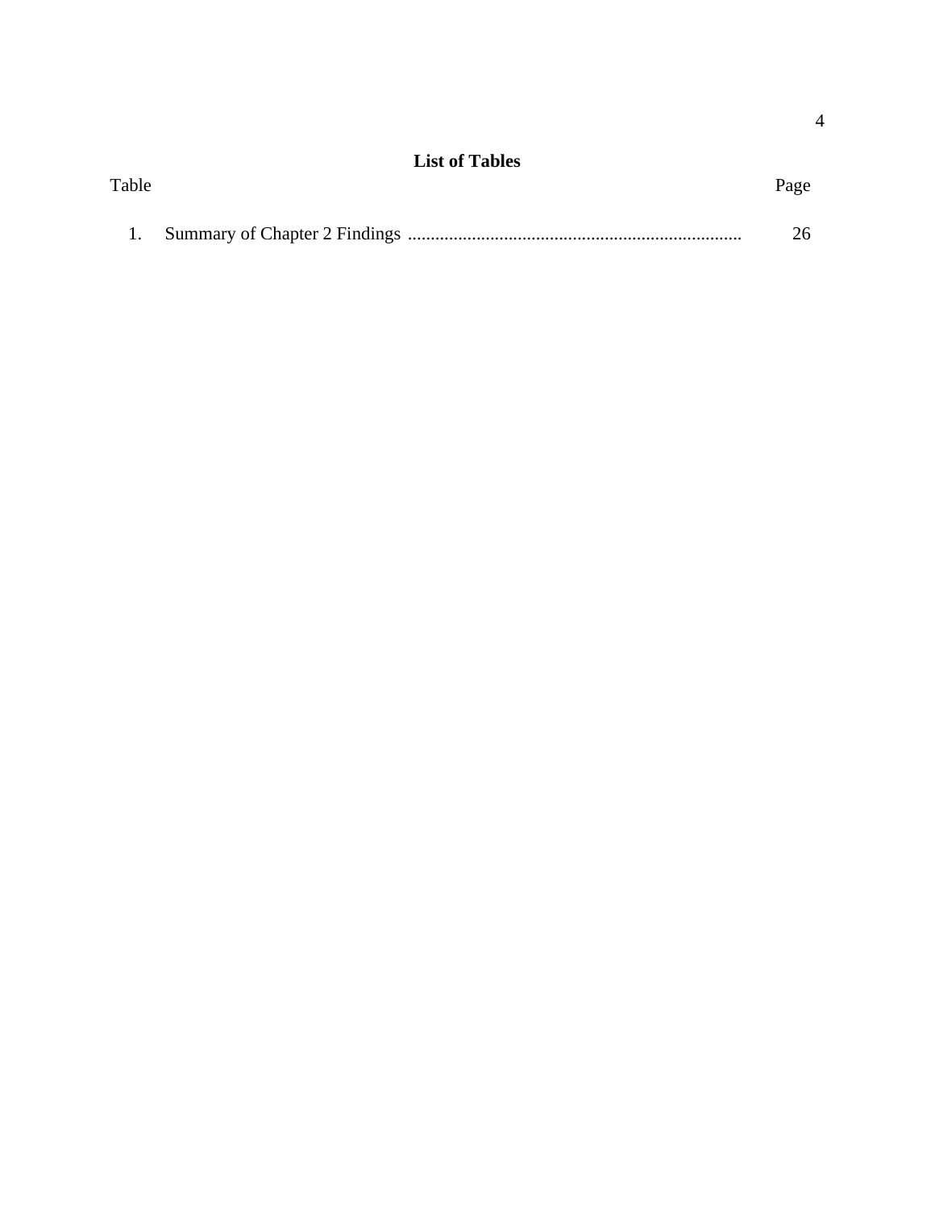## List of Tables

| Table | | Page |
|---|---|---|
| 1. | Summary of Chapter 2 Findings | 26 |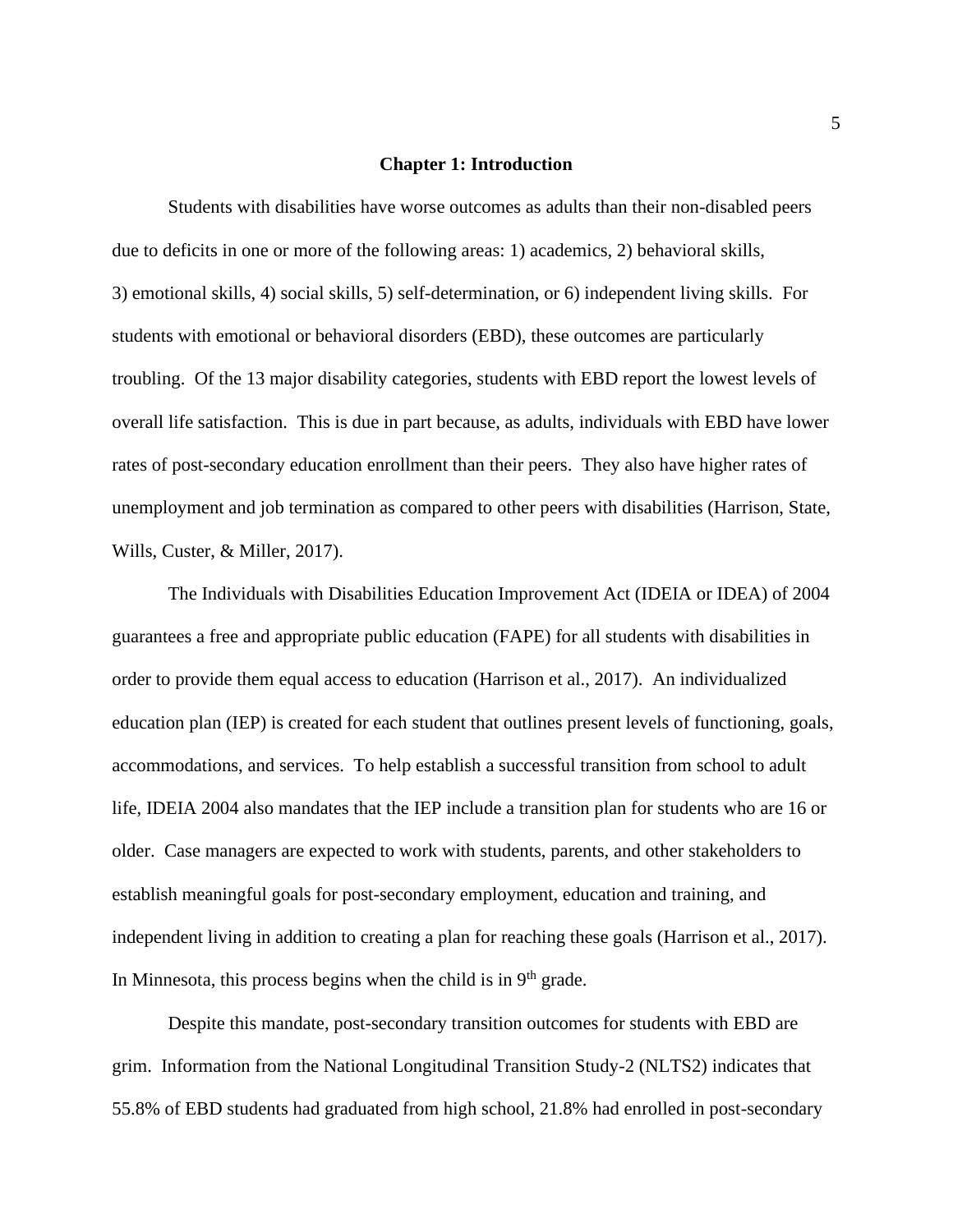# Chapter 1: Introduction

Students with disabilities have worse outcomes as adults than their non-disabled peers due to deficits in one or more of the following areas: 1) academics, 2) behavioral skills, 3) emotional skills, 4) social skills, 5) self-determination, or 6) independent living skills. For students with emotional or behavioral disorders (EBD), these outcomes are particularly troubling. Of the 13 major disability categories, students with EBD report the lowest levels of overall life satisfaction. This is due in part because, as adults, individuals with EBD have lower rates of post-secondary education enrollment than their peers. They also have higher rates of unemployment and job termination as compared to other peers with disabilities (Harrison, State, Wills, Custer, & Miller, 2017).

The Individuals with Disabilities Education Improvement Act (IDEIA or IDEA) of 2004 guarantees a free and appropriate public education (FAPE) for all students with disabilities in order to provide them equal access to education (Harrison et al., 2017). An individualized education plan (IEP) is created for each student that outlines present levels of functioning, goals, accommodations, and services. To help establish a successful transition from school to adult life, IDEIA 2004 also mandates that the IEP include a transition plan for students who are 16 or older. Case managers are expected to work with students, parents, and other stakeholders to establish meaningful goals for post-secondary employment, education and training, and independent living in addition to creating a plan for reaching these goals (Harrison et al., 2017). In Minnesota, this process begins when the child is in 9th grade.

Despite this mandate, post-secondary transition outcomes for students with EBD are grim. Information from the National Longitudinal Transition Study-2 (NLTS2) indicates that 55.8% of EBD students had graduated from high school, 21.8% had enrolled in post-secondary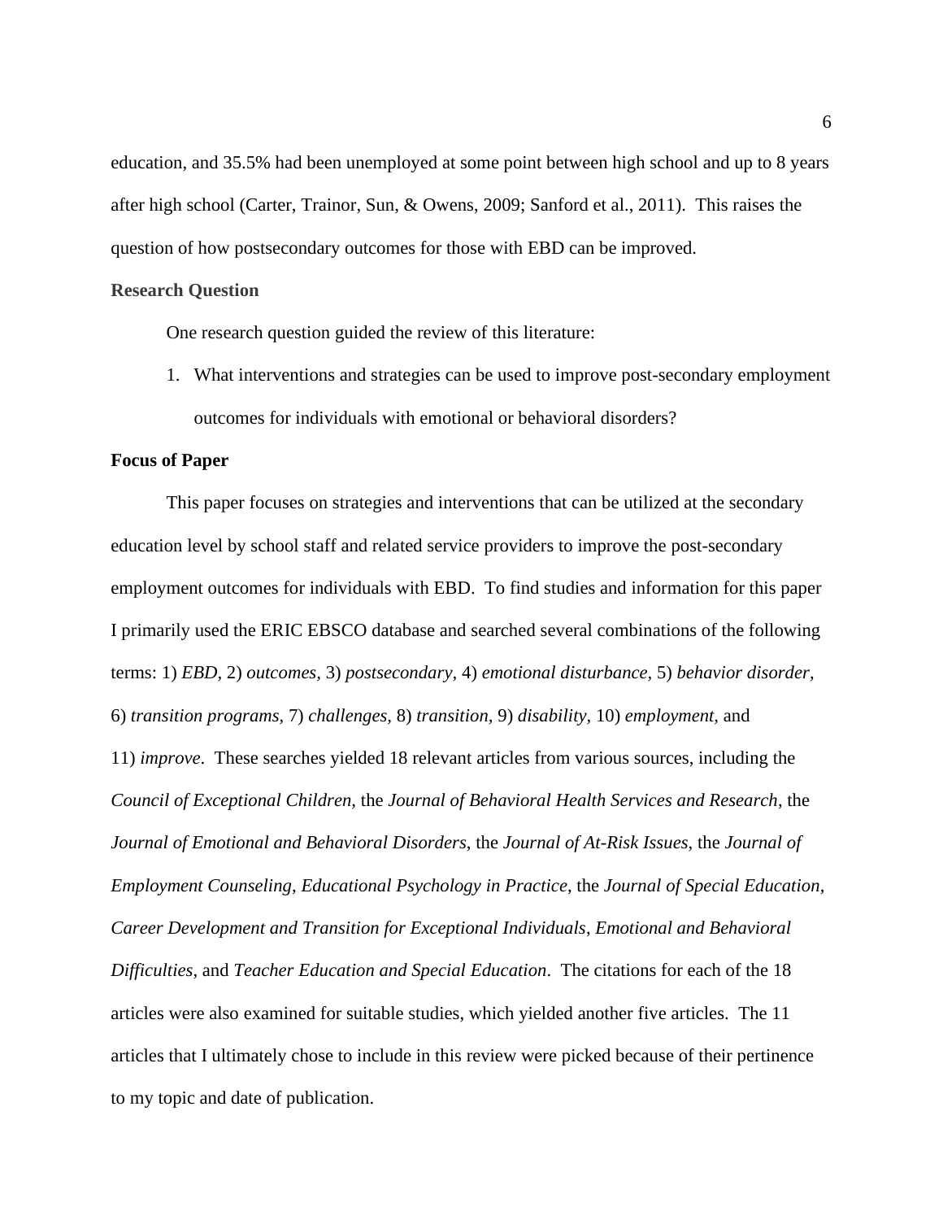education, and 35.5% had been unemployed at some point between high school and up to 8 years after high school (Carter, Trainor, Sun, & Owens, 2009; Sanford et al., 2011). This raises the question of how postsecondary outcomes for those with EBD can be improved.

## Research Question

One research question guided the review of this literature:

1. What interventions and strategies can be used to improve post-secondary employment outcomes for individuals with emotional or behavioral disorders?

## Focus of Paper

This paper focuses on strategies and interventions that can be utilized at the secondary education level by school staff and related service providers to improve the post-secondary employment outcomes for individuals with EBD. To find studies and information for this paper I primarily used the ERIC EBSCO database and searched several combinations of the following terms: 1) *EBD*, 2) *outcomes*, 3) *postsecondary*, 4) *emotional disturbance*, 5) *behavior disorder*, 6) *transition programs*, 7) *challenges*, 8) *transition*, 9) *disability*, 10) *employment*, and 11) *improve*. These searches yielded 18 relevant articles from various sources, including the *Council of Exceptional Children*, the *Journal of Behavioral Health Services and Research*, the *Journal of Emotional and Behavioral Disorders*, the *Journal of At-Risk Issues*, the *Journal of Employment Counseling*, *Educational Psychology in Practice*, the *Journal of Special Education*, *Career Development and Transition for Exceptional Individuals*, *Emotional and Behavioral Difficulties*, and *Teacher Education and Special Education*. The citations for each of the 18 articles were also examined for suitable studies, which yielded another five articles. The 11 articles that I ultimately chose to include in this review were picked because of their pertinence to my topic and date of publication.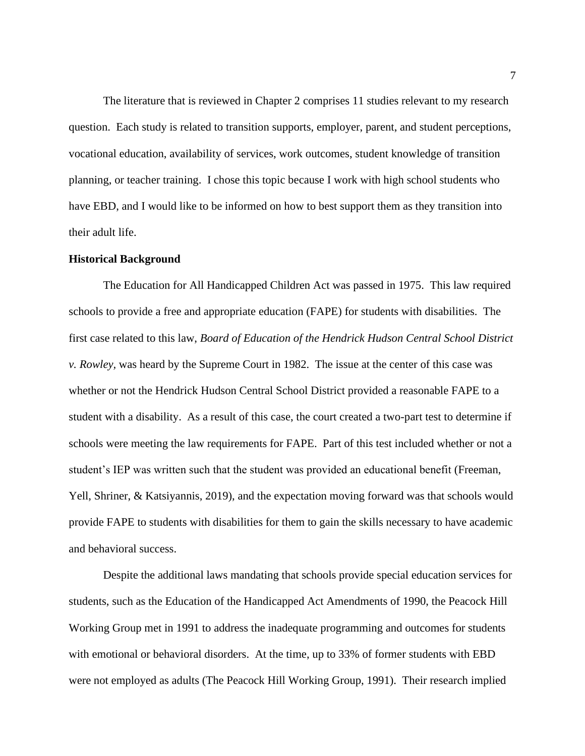The literature that is reviewed in Chapter 2 comprises 11 studies relevant to my research question. Each study is related to transition supports, employer, parent, and student perceptions, vocational education, availability of services, work outcomes, student knowledge of transition planning, or teacher training. I chose this topic because I work with high school students who have EBD, and I would like to be informed on how to best support them as they transition into their adult life.

**Historical Background**

The Education for All Handicapped Children Act was passed in 1975. This law required schools to provide a free and appropriate education (FAPE) for students with disabilities. The first case related to this law, *Board of Education of the Hendrick Hudson Central School District v. Rowley,* was heard by the Supreme Court in 1982. The issue at the center of this case was whether or not the Hendrick Hudson Central School District provided a reasonable FAPE to a student with a disability. As a result of this case, the court created a two-part test to determine if schools were meeting the law requirements for FAPE. Part of this test included whether or not a student's IEP was written such that the student was provided an educational benefit (Freeman, Yell, Shriner, & Katsiyannis, 2019), and the expectation moving forward was that schools would provide FAPE to students with disabilities for them to gain the skills necessary to have academic and behavioral success.

Despite the additional laws mandating that schools provide special education services for students, such as the Education of the Handicapped Act Amendments of 1990, the Peacock Hill Working Group met in 1991 to address the inadequate programming and outcomes for students with emotional or behavioral disorders. At the time, up to 33% of former students with EBD were not employed as adults (The Peacock Hill Working Group, 1991). Their research implied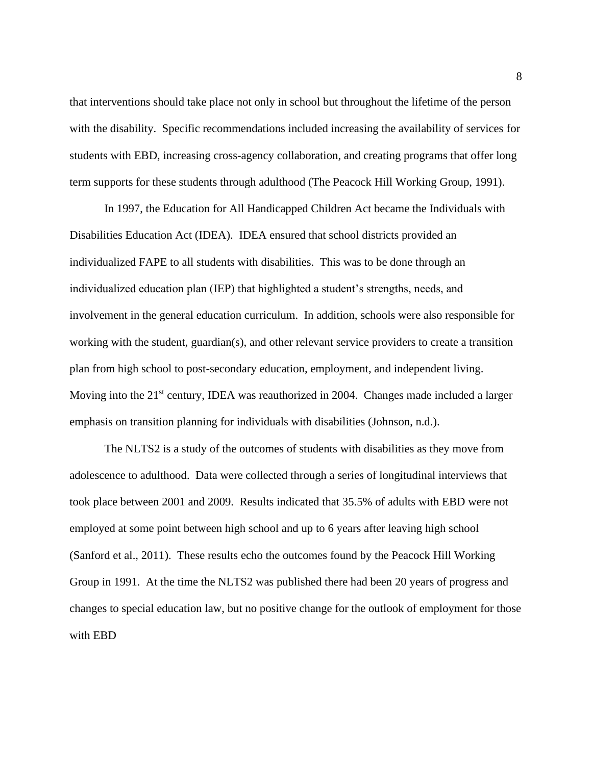that interventions should take place not only in school but throughout the lifetime of the person with the disability. Specific recommendations included increasing the availability of services for students with EBD, increasing cross-agency collaboration, and creating programs that offer long term supports for these students through adulthood (The Peacock Hill Working Group, 1991).

In 1997, the Education for All Handicapped Children Act became the Individuals with Disabilities Education Act (IDEA). IDEA ensured that school districts provided an individualized FAPE to all students with disabilities. This was to be done through an individualized education plan (IEP) that highlighted a student's strengths, needs, and involvement in the general education curriculum. In addition, schools were also responsible for working with the student, guardian(s), and other relevant service providers to create a transition plan from high school to post-secondary education, employment, and independent living. Moving into the 21st century, IDEA was reauthorized in 2004. Changes made included a larger emphasis on transition planning for individuals with disabilities (Johnson, n.d.).

The NLTS2 is a study of the outcomes of students with disabilities as they move from adolescence to adulthood. Data were collected through a series of longitudinal interviews that took place between 2001 and 2009. Results indicated that 35.5% of adults with EBD were not employed at some point between high school and up to 6 years after leaving high school (Sanford et al., 2011). These results echo the outcomes found by the Peacock Hill Working Group in 1991. At the time the NLTS2 was published there had been 20 years of progress and changes to special education law, but no positive change for the outlook of employment for those with EBD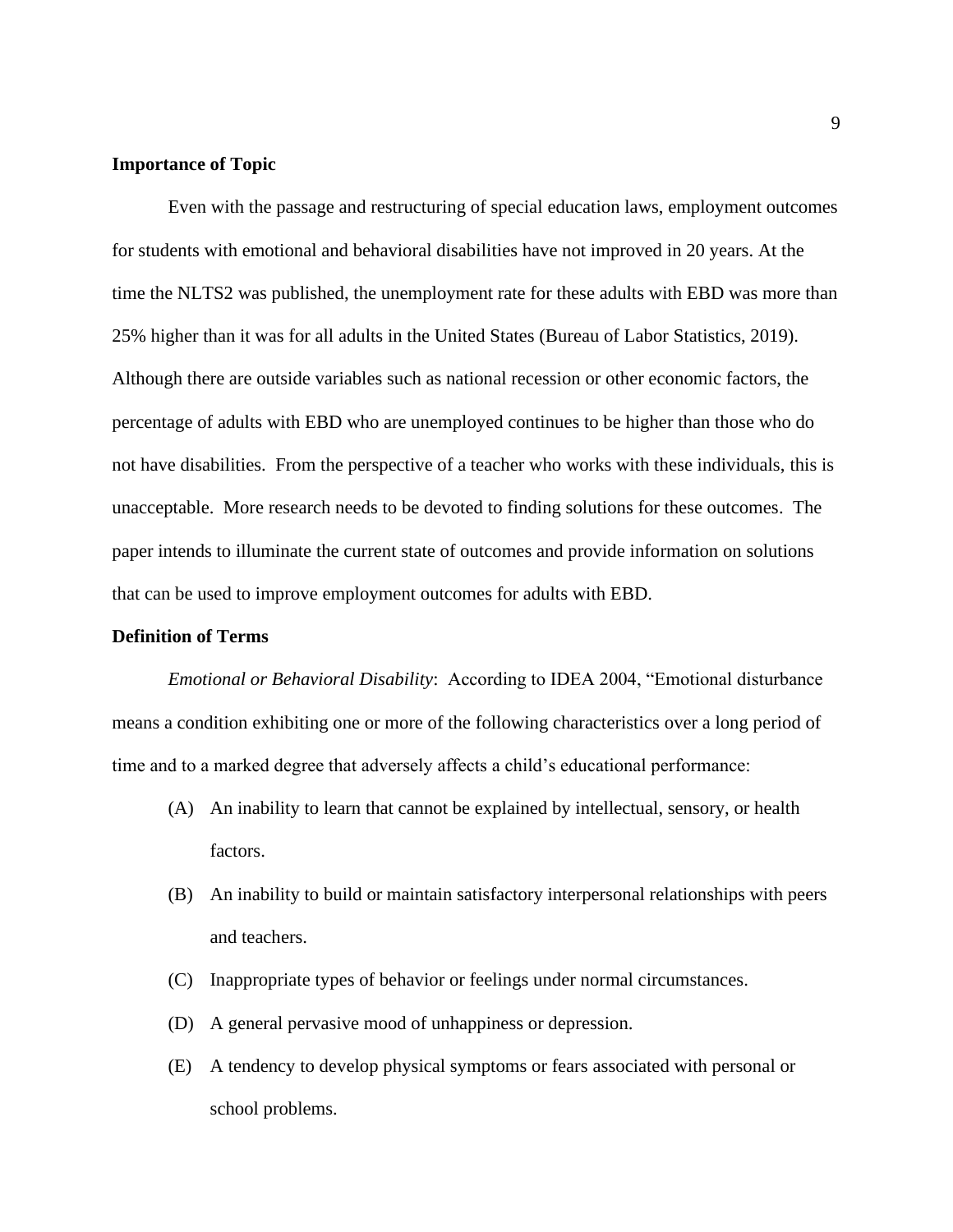**Importance of Topic**

Even with the passage and restructuring of special education laws, employment outcomes for students with emotional and behavioral disabilities have not improved in 20 years. At the time the NLTS2 was published, the unemployment rate for these adults with EBD was more than 25% higher than it was for all adults in the United States (Bureau of Labor Statistics, 2019). Although there are outside variables such as national recession or other economic factors, the percentage of adults with EBD who are unemployed continues to be higher than those who do not have disabilities. From the perspective of a teacher who works with these individuals, this is unacceptable. More research needs to be devoted to finding solutions for these outcomes. The paper intends to illuminate the current state of outcomes and provide information on solutions that can be used to improve employment outcomes for adults with EBD.

**Definition of Terms**

*Emotional or Behavioral Disability*: According to IDEA 2004, "Emotional disturbance means a condition exhibiting one or more of the following characteristics over a long period of time and to a marked degree that adversely affects a child's educational performance:

(A) An inability to learn that cannot be explained by intellectual, sensory, or health factors.

(B) An inability to build or maintain satisfactory interpersonal relationships with peers and teachers.

(C) Inappropriate types of behavior or feelings under normal circumstances.

(D) A general pervasive mood of unhappiness or depression.

(E) A tendency to develop physical symptoms or fears associated with personal or school problems.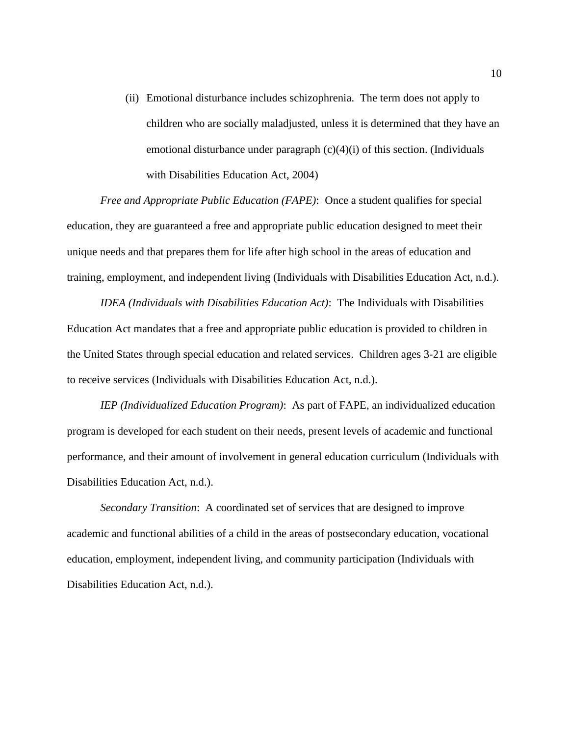(ii) Emotional disturbance includes schizophrenia. The term does not apply to children who are socially maladjusted, unless it is determined that they have an emotional disturbance under paragraph (c)(4)(i) of this section. (Individuals with Disabilities Education Act, 2004)

*Free and Appropriate Public Education (FAPE)*: Once a student qualifies for special education, they are guaranteed a free and appropriate public education designed to meet their unique needs and that prepares them for life after high school in the areas of education and training, employment, and independent living (Individuals with Disabilities Education Act, n.d.).

*IDEA (Individuals with Disabilities Education Act)*: The Individuals with Disabilities Education Act mandates that a free and appropriate public education is provided to children in the United States through special education and related services. Children ages 3-21 are eligible to receive services (Individuals with Disabilities Education Act, n.d.).

*IEP (Individualized Education Program)*: As part of FAPE, an individualized education program is developed for each student on their needs, present levels of academic and functional performance, and their amount of involvement in general education curriculum (Individuals with Disabilities Education Act, n.d.).

*Secondary Transition*: A coordinated set of services that are designed to improve academic and functional abilities of a child in the areas of postsecondary education, vocational education, employment, independent living, and community participation (Individuals with Disabilities Education Act, n.d.).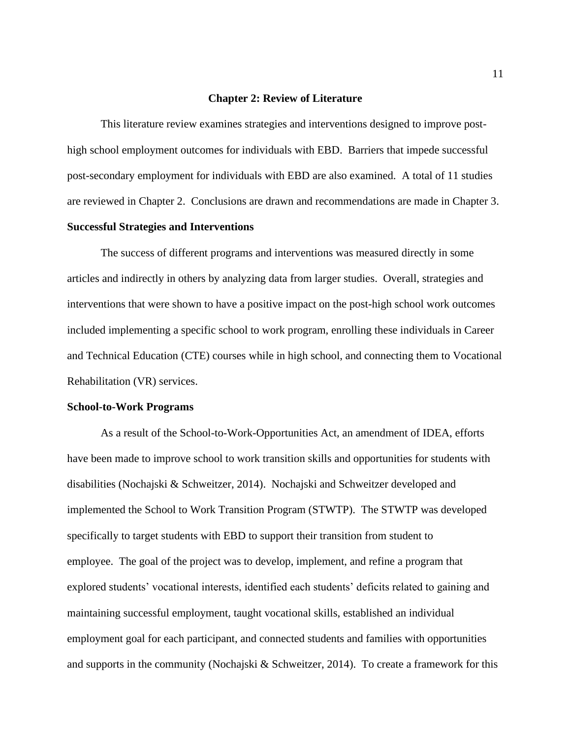# Chapter 2: Review of Literature

This literature review examines strategies and interventions designed to improve post-high school employment outcomes for individuals with EBD. Barriers that impede successful post-secondary employment for individuals with EBD are also examined. A total of 11 studies are reviewed in Chapter 2. Conclusions are drawn and recommendations are made in Chapter 3.

## Successful Strategies and Interventions

The success of different programs and interventions was measured directly in some articles and indirectly in others by analyzing data from larger studies. Overall, strategies and interventions that were shown to have a positive impact on the post-high school work outcomes included implementing a specific school to work program, enrolling these individuals in Career and Technical Education (CTE) courses while in high school, and connecting them to Vocational Rehabilitation (VR) services.

## School-to-Work Programs

As a result of the School-to-Work-Opportunities Act, an amendment of IDEA, efforts have been made to improve school to work transition skills and opportunities for students with disabilities (Nochajski & Schweitzer, 2014). Nochajski and Schweitzer developed and implemented the School to Work Transition Program (STWTP). The STWTP was developed specifically to target students with EBD to support their transition from student to employee. The goal of the project was to develop, implement, and refine a program that explored students' vocational interests, identified each students' deficits related to gaining and maintaining successful employment, taught vocational skills, established an individual employment goal for each participant, and connected students and families with opportunities and supports in the community (Nochajski & Schweitzer, 2014). To create a framework for this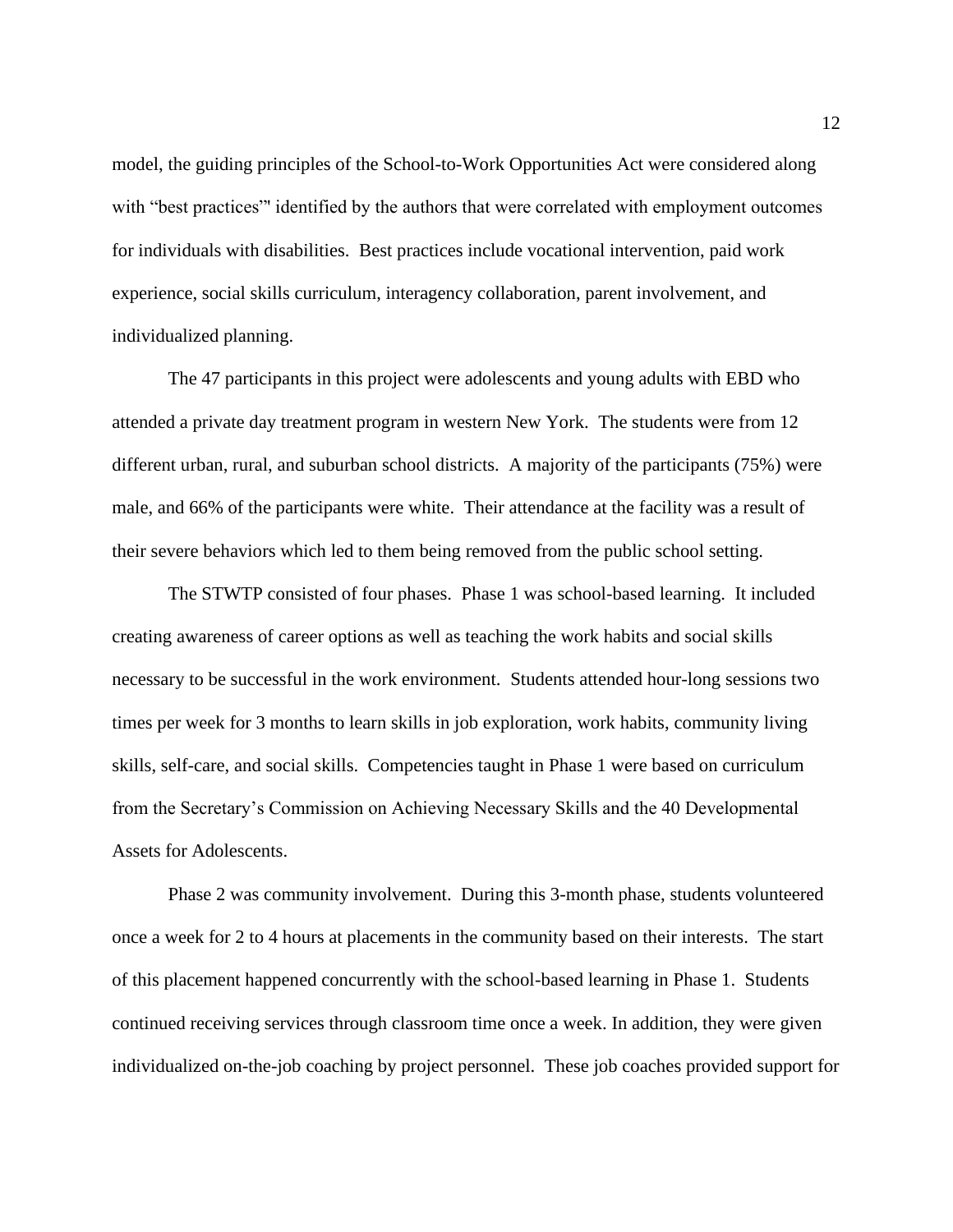model, the guiding principles of the School-to-Work Opportunities Act were considered along with "best practices"' identified by the authors that were correlated with employment outcomes for individuals with disabilities. Best practices include vocational intervention, paid work experience, social skills curriculum, interagency collaboration, parent involvement, and individualized planning.

The 47 participants in this project were adolescents and young adults with EBD who attended a private day treatment program in western New York. The students were from 12 different urban, rural, and suburban school districts. A majority of the participants (75%) were male, and 66% of the participants were white. Their attendance at the facility was a result of their severe behaviors which led to them being removed from the public school setting.

The STWTP consisted of four phases. Phase 1 was school-based learning. It included creating awareness of career options as well as teaching the work habits and social skills necessary to be successful in the work environment. Students attended hour-long sessions two times per week for 3 months to learn skills in job exploration, work habits, community living skills, self-care, and social skills. Competencies taught in Phase 1 were based on curriculum from the Secretary's Commission on Achieving Necessary Skills and the 40 Developmental Assets for Adolescents.

Phase 2 was community involvement. During this 3-month phase, students volunteered once a week for 2 to 4 hours at placements in the community based on their interests. The start of this placement happened concurrently with the school-based learning in Phase 1. Students continued receiving services through classroom time once a week. In addition, they were given individualized on-the-job coaching by project personnel. These job coaches provided support for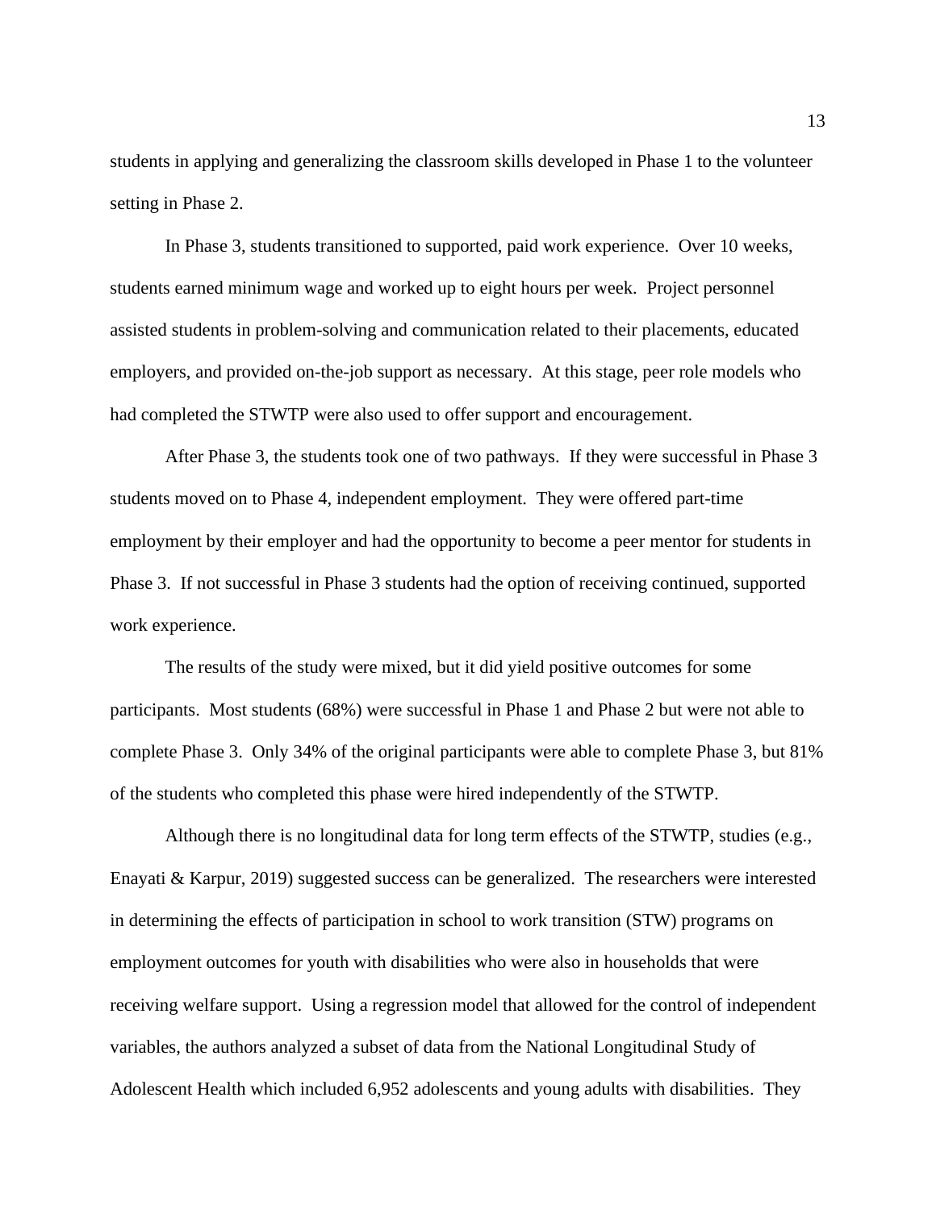students in applying and generalizing the classroom skills developed in Phase 1 to the volunteer setting in Phase 2.

In Phase 3, students transitioned to supported, paid work experience. Over 10 weeks, students earned minimum wage and worked up to eight hours per week. Project personnel assisted students in problem-solving and communication related to their placements, educated employers, and provided on-the-job support as necessary. At this stage, peer role models who had completed the STWTP were also used to offer support and encouragement.

After Phase 3, the students took one of two pathways. If they were successful in Phase 3 students moved on to Phase 4, independent employment. They were offered part-time employment by their employer and had the opportunity to become a peer mentor for students in Phase 3. If not successful in Phase 3 students had the option of receiving continued, supported work experience.

The results of the study were mixed, but it did yield positive outcomes for some participants. Most students (68%) were successful in Phase 1 and Phase 2 but were not able to complete Phase 3. Only 34% of the original participants were able to complete Phase 3, but 81% of the students who completed this phase were hired independently of the STWTP.

Although there is no longitudinal data for long term effects of the STWTP, studies (e.g., Enayati & Karpur, 2019) suggested success can be generalized. The researchers were interested in determining the effects of participation in school to work transition (STW) programs on employment outcomes for youth with disabilities who were also in households that were receiving welfare support. Using a regression model that allowed for the control of independent variables, the authors analyzed a subset of data from the National Longitudinal Study of Adolescent Health which included 6,952 adolescents and young adults with disabilities. They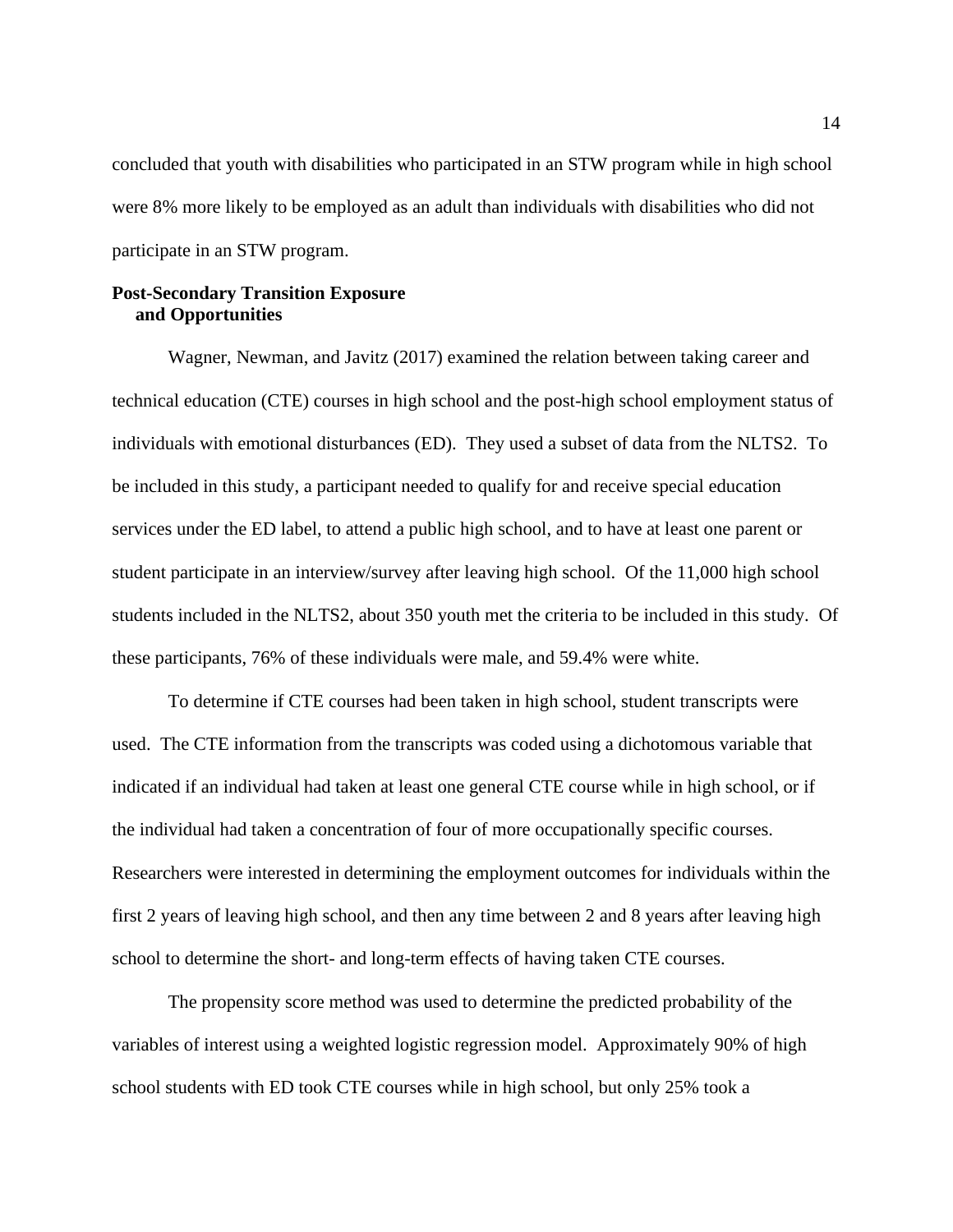concluded that youth with disabilities who participated in an STW program while in high school were 8% more likely to be employed as an adult than individuals with disabilities who did not participate in an STW program.

### Post-Secondary Transition Exposure and Opportunities

Wagner, Newman, and Javitz (2017) examined the relation between taking career and technical education (CTE) courses in high school and the post-high school employment status of individuals with emotional disturbances (ED). They used a subset of data from the NLTS2. To be included in this study, a participant needed to qualify for and receive special education services under the ED label, to attend a public high school, and to have at least one parent or student participate in an interview/survey after leaving high school. Of the 11,000 high school students included in the NLTS2, about 350 youth met the criteria to be included in this study. Of these participants, 76% of these individuals were male, and 59.4% were white.

To determine if CTE courses had been taken in high school, student transcripts were used. The CTE information from the transcripts was coded using a dichotomous variable that indicated if an individual had taken at least one general CTE course while in high school, or if the individual had taken a concentration of four of more occupationally specific courses. Researchers were interested in determining the employment outcomes for individuals within the first 2 years of leaving high school, and then any time between 2 and 8 years after leaving high school to determine the short- and long-term effects of having taken CTE courses.

The propensity score method was used to determine the predicted probability of the variables of interest using a weighted logistic regression model. Approximately 90% of high school students with ED took CTE courses while in high school, but only 25% took a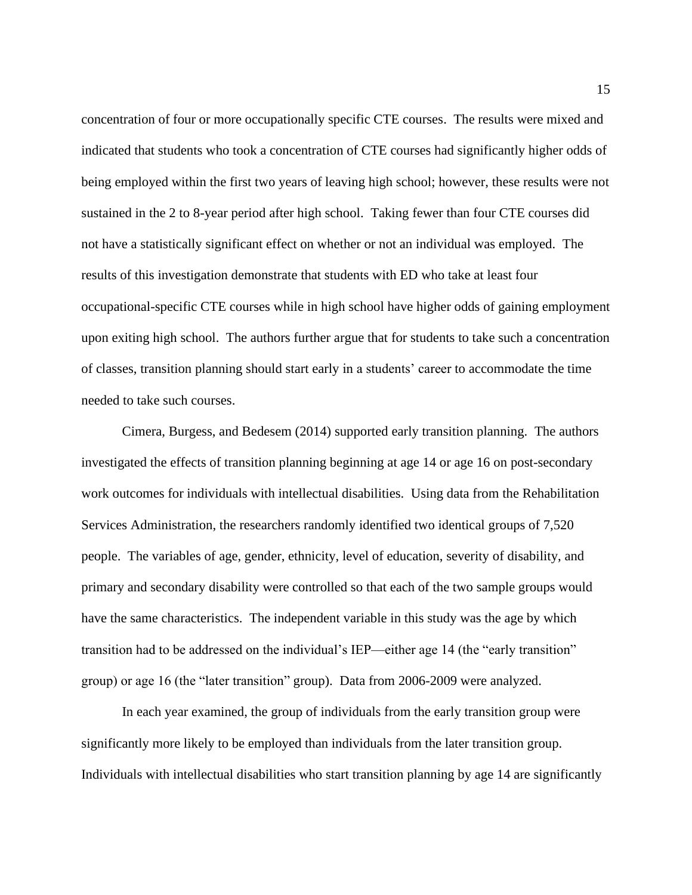concentration of four or more occupationally specific CTE courses. The results were mixed and indicated that students who took a concentration of CTE courses had significantly higher odds of being employed within the first two years of leaving high school; however, these results were not sustained in the 2 to 8-year period after high school. Taking fewer than four CTE courses did not have a statistically significant effect on whether or not an individual was employed. The results of this investigation demonstrate that students with ED who take at least four occupational-specific CTE courses while in high school have higher odds of gaining employment upon exiting high school. The authors further argue that for students to take such a concentration of classes, transition planning should start early in a students' career to accommodate the time needed to take such courses.

Cimera, Burgess, and Bedesem (2014) supported early transition planning. The authors investigated the effects of transition planning beginning at age 14 or age 16 on post-secondary work outcomes for individuals with intellectual disabilities. Using data from the Rehabilitation Services Administration, the researchers randomly identified two identical groups of 7,520 people. The variables of age, gender, ethnicity, level of education, severity of disability, and primary and secondary disability were controlled so that each of the two sample groups would have the same characteristics. The independent variable in this study was the age by which transition had to be addressed on the individual's IEP—either age 14 (the "early transition" group) or age 16 (the "later transition" group). Data from 2006-2009 were analyzed.

In each year examined, the group of individuals from the early transition group were significantly more likely to be employed than individuals from the later transition group. Individuals with intellectual disabilities who start transition planning by age 14 are significantly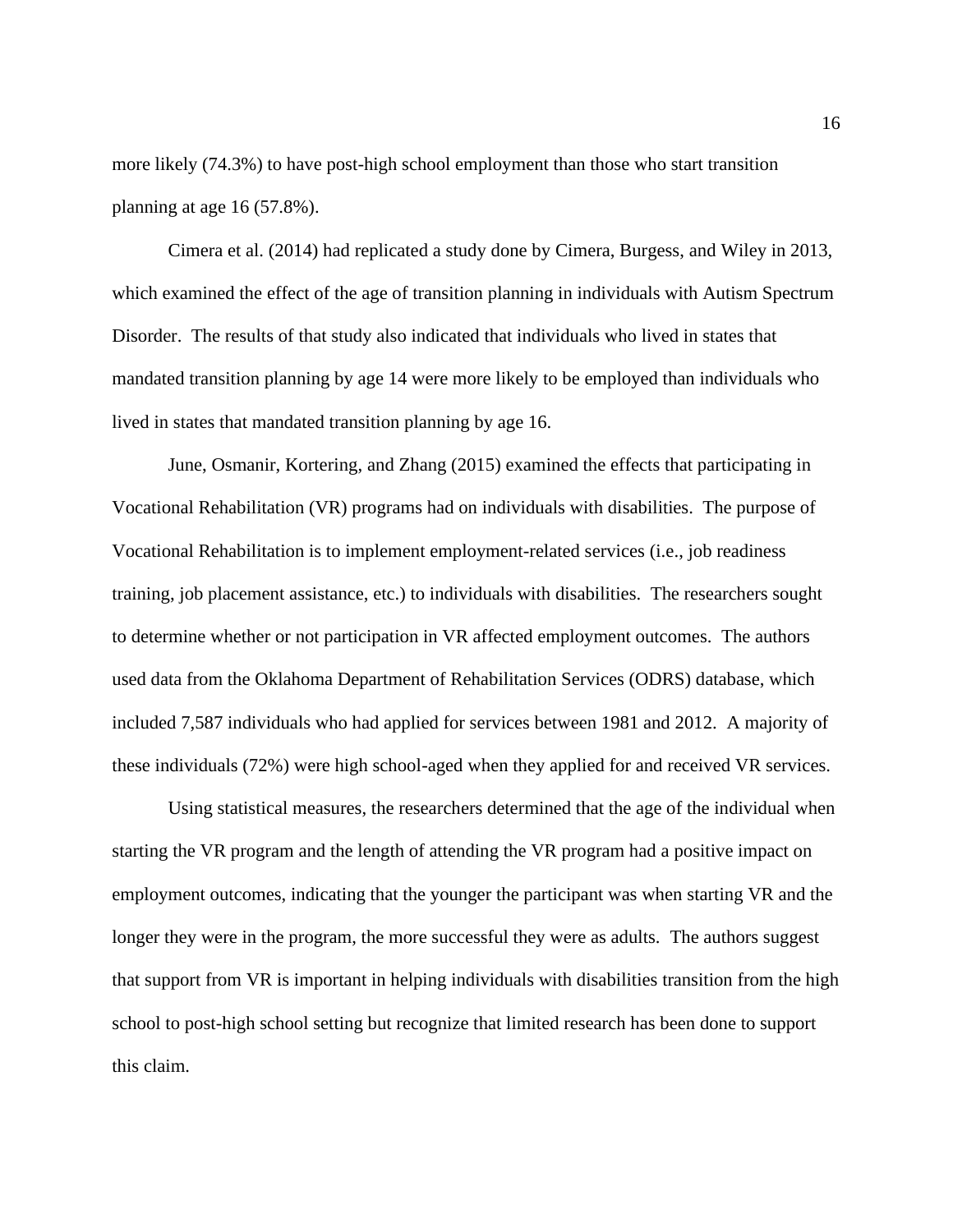more likely (74.3%) to have post-high school employment than those who start transition planning at age 16 (57.8%).

Cimera et al. (2014) had replicated a study done by Cimera, Burgess, and Wiley in 2013, which examined the effect of the age of transition planning in individuals with Autism Spectrum Disorder. The results of that study also indicated that individuals who lived in states that mandated transition planning by age 14 were more likely to be employed than individuals who lived in states that mandated transition planning by age 16.

June, Osmanir, Kortering, and Zhang (2015) examined the effects that participating in Vocational Rehabilitation (VR) programs had on individuals with disabilities. The purpose of Vocational Rehabilitation is to implement employment-related services (i.e., job readiness training, job placement assistance, etc.) to individuals with disabilities. The researchers sought to determine whether or not participation in VR affected employment outcomes. The authors used data from the Oklahoma Department of Rehabilitation Services (ODRS) database, which included 7,587 individuals who had applied for services between 1981 and 2012. A majority of these individuals (72%) were high school-aged when they applied for and received VR services.

Using statistical measures, the researchers determined that the age of the individual when starting the VR program and the length of attending the VR program had a positive impact on employment outcomes, indicating that the younger the participant was when starting VR and the longer they were in the program, the more successful they were as adults. The authors suggest that support from VR is important in helping individuals with disabilities transition from the high school to post-high school setting but recognize that limited research has been done to support this claim.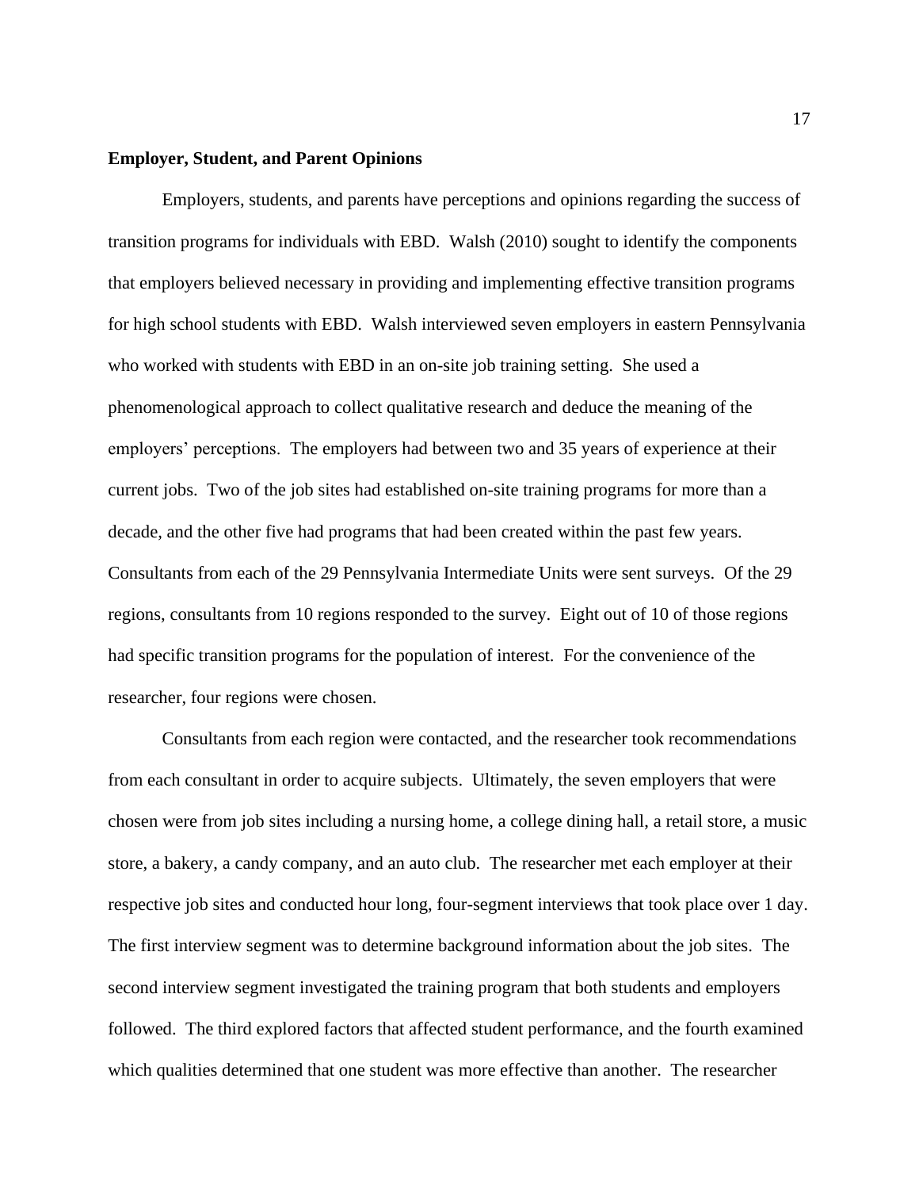**Employer, Student, and Parent Opinions**

Employers, students, and parents have perceptions and opinions regarding the success of transition programs for individuals with EBD. Walsh (2010) sought to identify the components that employers believed necessary in providing and implementing effective transition programs for high school students with EBD. Walsh interviewed seven employers in eastern Pennsylvania who worked with students with EBD in an on-site job training setting. She used a phenomenological approach to collect qualitative research and deduce the meaning of the employers' perceptions. The employers had between two and 35 years of experience at their current jobs. Two of the job sites had established on-site training programs for more than a decade, and the other five had programs that had been created within the past few years. Consultants from each of the 29 Pennsylvania Intermediate Units were sent surveys. Of the 29 regions, consultants from 10 regions responded to the survey. Eight out of 10 of those regions had specific transition programs for the population of interest. For the convenience of the researcher, four regions were chosen.

Consultants from each region were contacted, and the researcher took recommendations from each consultant in order to acquire subjects. Ultimately, the seven employers that were chosen were from job sites including a nursing home, a college dining hall, a retail store, a music store, a bakery, a candy company, and an auto club. The researcher met each employer at their respective job sites and conducted hour long, four-segment interviews that took place over 1 day. The first interview segment was to determine background information about the job sites. The second interview segment investigated the training program that both students and employers followed. The third explored factors that affected student performance, and the fourth examined which qualities determined that one student was more effective than another. The researcher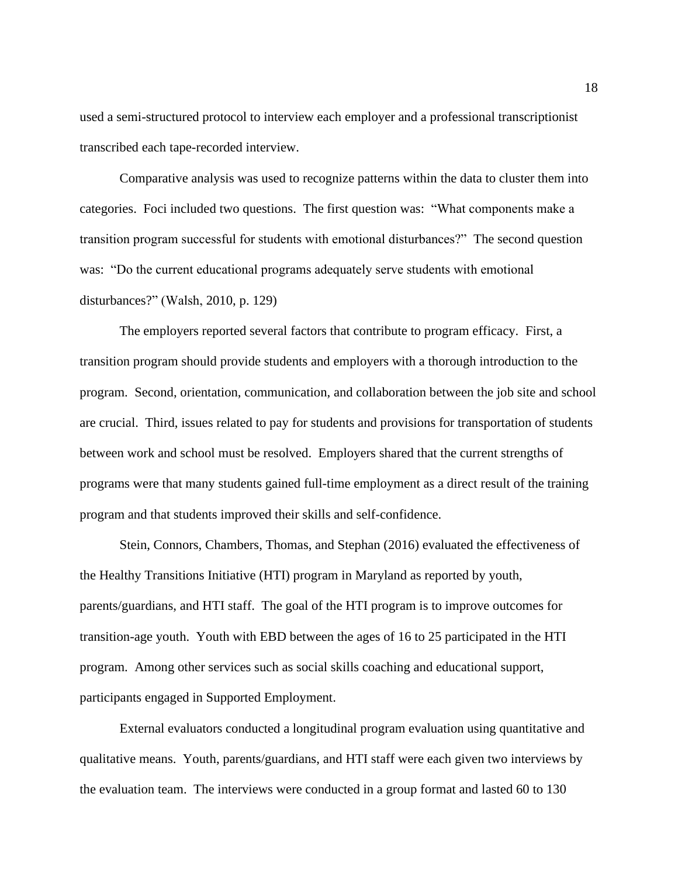used a semi-structured protocol to interview each employer and a professional transcriptionist transcribed each tape-recorded interview.

Comparative analysis was used to recognize patterns within the data to cluster them into categories. Foci included two questions. The first question was: "What components make a transition program successful for students with emotional disturbances?" The second question was: "Do the current educational programs adequately serve students with emotional disturbances?" (Walsh, 2010, p. 129)

The employers reported several factors that contribute to program efficacy. First, a transition program should provide students and employers with a thorough introduction to the program. Second, orientation, communication, and collaboration between the job site and school are crucial. Third, issues related to pay for students and provisions for transportation of students between work and school must be resolved. Employers shared that the current strengths of programs were that many students gained full-time employment as a direct result of the training program and that students improved their skills and self-confidence.

Stein, Connors, Chambers, Thomas, and Stephan (2016) evaluated the effectiveness of the Healthy Transitions Initiative (HTI) program in Maryland as reported by youth, parents/guardians, and HTI staff. The goal of the HTI program is to improve outcomes for transition-age youth. Youth with EBD between the ages of 16 to 25 participated in the HTI program. Among other services such as social skills coaching and educational support, participants engaged in Supported Employment.

External evaluators conducted a longitudinal program evaluation using quantitative and qualitative means. Youth, parents/guardians, and HTI staff were each given two interviews by the evaluation team. The interviews were conducted in a group format and lasted 60 to 130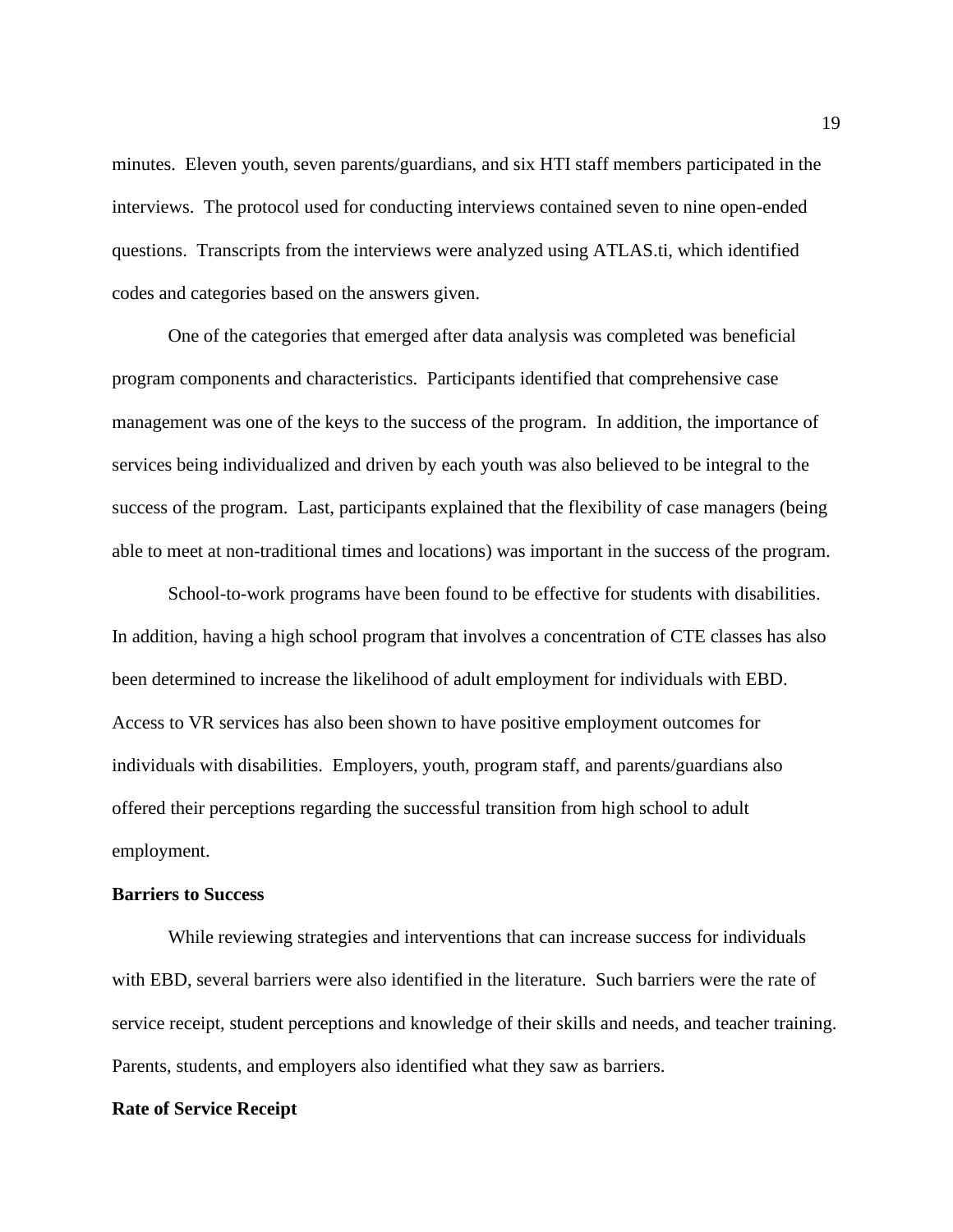minutes.  Eleven youth, seven parents/guardians, and six HTI staff members participated in the interviews.  The protocol used for conducting interviews contained seven to nine open-ended questions.  Transcripts from the interviews were analyzed using ATLAS.ti, which identified codes and categories based on the answers given.

One of the categories that emerged after data analysis was completed was beneficial program components and characteristics.  Participants identified that comprehensive case management was one of the keys to the success of the program.  In addition, the importance of services being individualized and driven by each youth was also believed to be integral to the success of the program.  Last, participants explained that the flexibility of case managers (being able to meet at non-traditional times and locations) was important in the success of the program.

School-to-work programs have been found to be effective for students with disabilities.  In addition, having a high school program that involves a concentration of CTE classes has also been determined to increase the likelihood of adult employment for individuals with EBD.  Access to VR services has also been shown to have positive employment outcomes for individuals with disabilities.  Employers, youth, program staff, and parents/guardians also offered their perceptions regarding the successful transition from high school to adult employment.

**Barriers to Success**

While reviewing strategies and interventions that can increase success for individuals with EBD, several barriers were also identified in the literature.  Such barriers were the rate of service receipt, student perceptions and knowledge of their skills and needs, and teacher training.  Parents, students, and employers also identified what they saw as barriers.

**Rate of Service Receipt**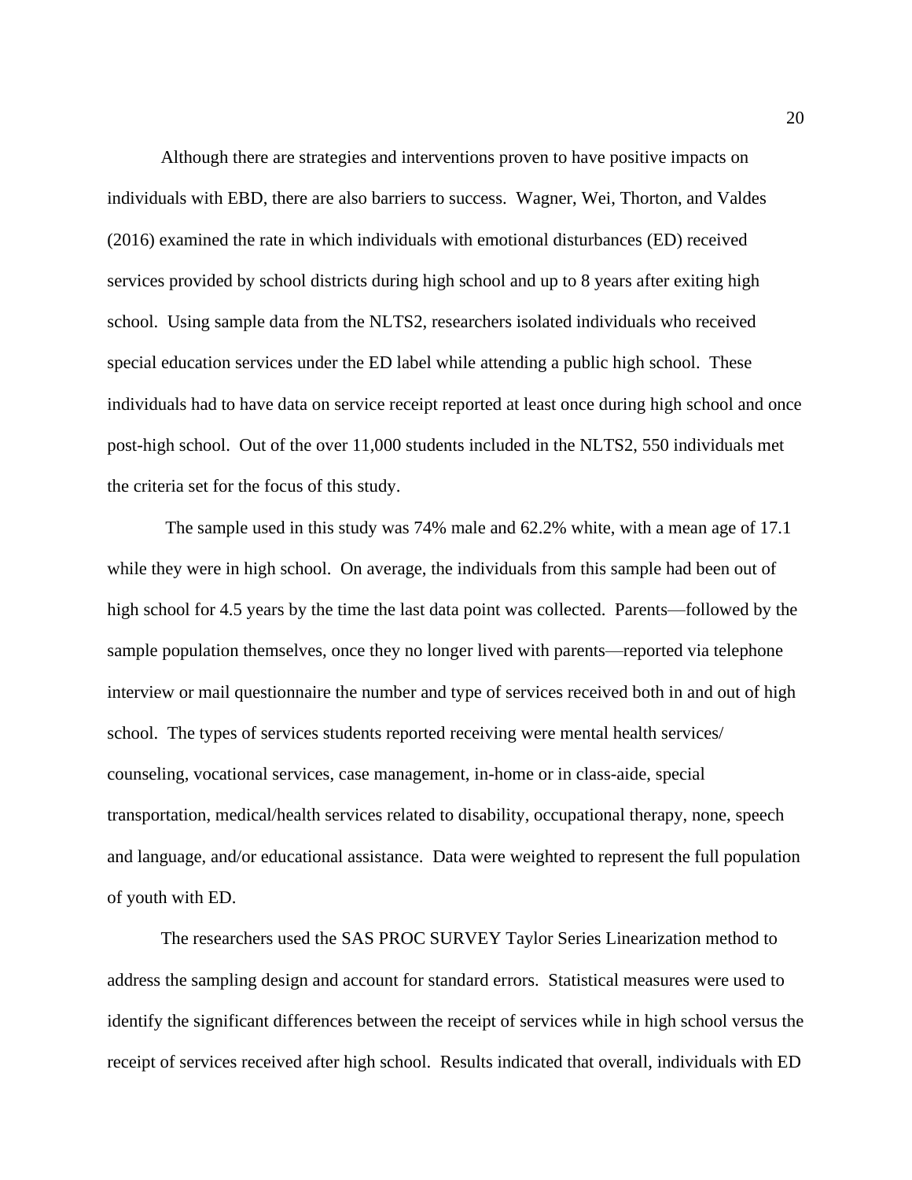Although there are strategies and interventions proven to have positive impacts on individuals with EBD, there are also barriers to success. Wagner, Wei, Thorton, and Valdes (2016) examined the rate in which individuals with emotional disturbances (ED) received services provided by school districts during high school and up to 8 years after exiting high school. Using sample data from the NLTS2, researchers isolated individuals who received special education services under the ED label while attending a public high school. These individuals had to have data on service receipt reported at least once during high school and once post-high school. Out of the over 11,000 students included in the NLTS2, 550 individuals met the criteria set for the focus of this study.

The sample used in this study was 74% male and 62.2% white, with a mean age of 17.1 while they were in high school. On average, the individuals from this sample had been out of high school for 4.5 years by the time the last data point was collected. Parents—followed by the sample population themselves, once they no longer lived with parents—reported via telephone interview or mail questionnaire the number and type of services received both in and out of high school. The types of services students reported receiving were mental health services/ counseling, vocational services, case management, in-home or in class-aide, special transportation, medical/health services related to disability, occupational therapy, none, speech and language, and/or educational assistance. Data were weighted to represent the full population of youth with ED.

The researchers used the SAS PROC SURVEY Taylor Series Linearization method to address the sampling design and account for standard errors. Statistical measures were used to identify the significant differences between the receipt of services while in high school versus the receipt of services received after high school. Results indicated that overall, individuals with ED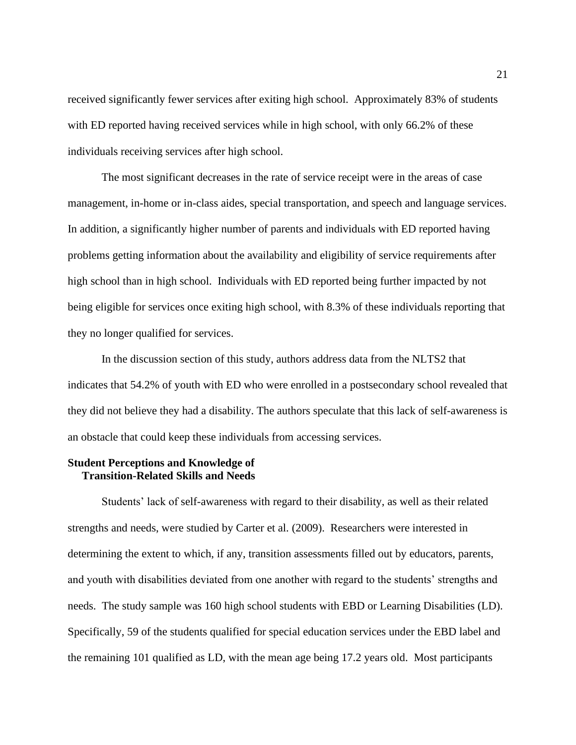received significantly fewer services after exiting high school. Approximately 83% of students with ED reported having received services while in high school, with only 66.2% of these individuals receiving services after high school.

The most significant decreases in the rate of service receipt were in the areas of case management, in-home or in-class aides, special transportation, and speech and language services. In addition, a significantly higher number of parents and individuals with ED reported having problems getting information about the availability and eligibility of service requirements after high school than in high school. Individuals with ED reported being further impacted by not being eligible for services once exiting high school, with 8.3% of these individuals reporting that they no longer qualified for services.

In the discussion section of this study, authors address data from the NLTS2 that indicates that 54.2% of youth with ED who were enrolled in a postsecondary school revealed that they did not believe they had a disability. The authors speculate that this lack of self-awareness is an obstacle that could keep these individuals from accessing services.

### Student Perceptions and Knowledge of Transition-Related Skills and Needs

Students' lack of self-awareness with regard to their disability, as well as their related strengths and needs, were studied by Carter et al. (2009). Researchers were interested in determining the extent to which, if any, transition assessments filled out by educators, parents, and youth with disabilities deviated from one another with regard to the students' strengths and needs. The study sample was 160 high school students with EBD or Learning Disabilities (LD). Specifically, 59 of the students qualified for special education services under the EBD label and the remaining 101 qualified as LD, with the mean age being 17.2 years old. Most participants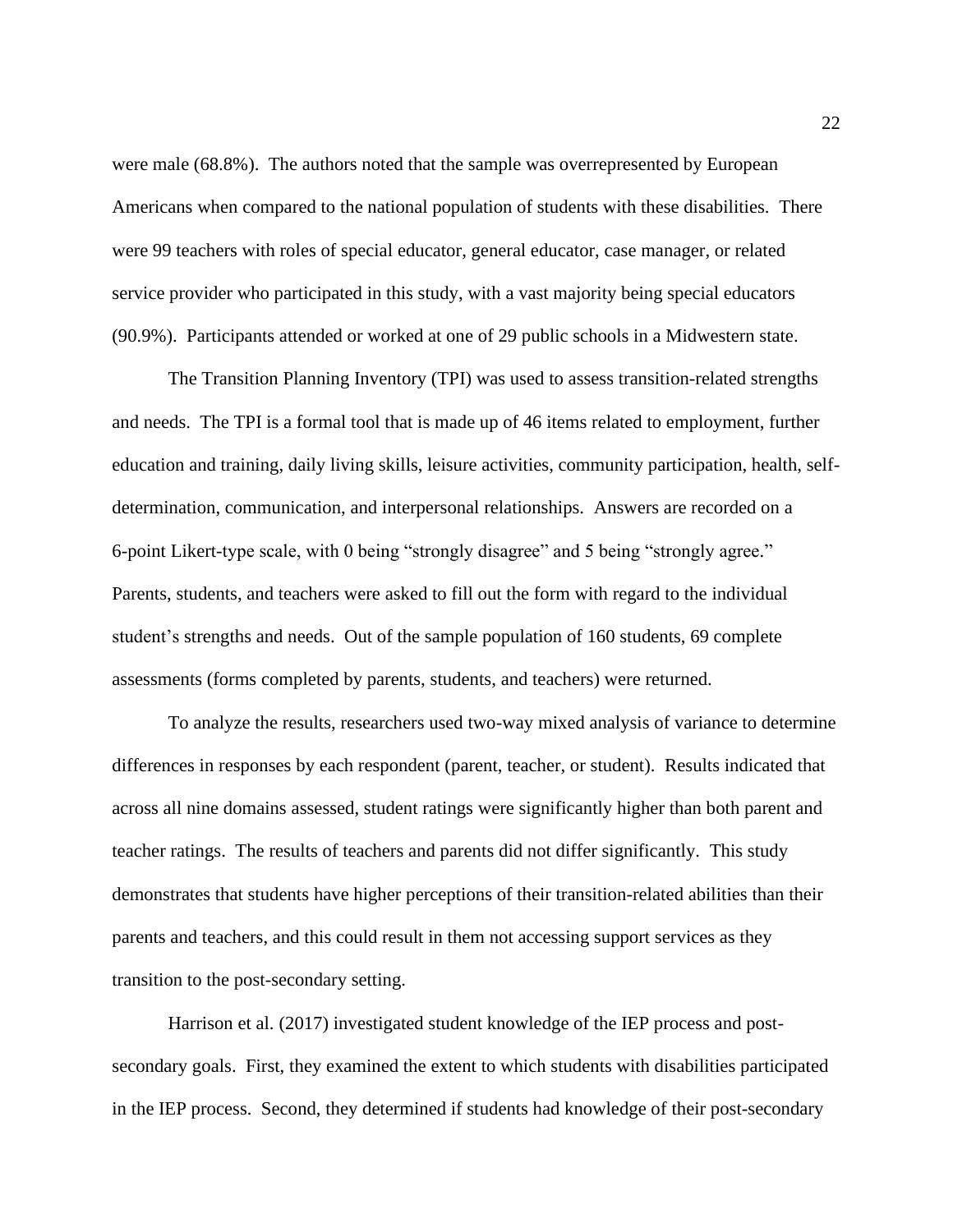were male (68.8%). The authors noted that the sample was overrepresented by European Americans when compared to the national population of students with these disabilities. There were 99 teachers with roles of special educator, general educator, case manager, or related service provider who participated in this study, with a vast majority being special educators (90.9%). Participants attended or worked at one of 29 public schools in a Midwestern state.

The Transition Planning Inventory (TPI) was used to assess transition-related strengths and needs. The TPI is a formal tool that is made up of 46 items related to employment, further education and training, daily living skills, leisure activities, community participation, health, self-determination, communication, and interpersonal relationships. Answers are recorded on a 6-point Likert-type scale, with 0 being "strongly disagree" and 5 being "strongly agree." Parents, students, and teachers were asked to fill out the form with regard to the individual student's strengths and needs. Out of the sample population of 160 students, 69 complete assessments (forms completed by parents, students, and teachers) were returned.

To analyze the results, researchers used two-way mixed analysis of variance to determine differences in responses by each respondent (parent, teacher, or student). Results indicated that across all nine domains assessed, student ratings were significantly higher than both parent and teacher ratings. The results of teachers and parents did not differ significantly. This study demonstrates that students have higher perceptions of their transition-related abilities than their parents and teachers, and this could result in them not accessing support services as they transition to the post-secondary setting.

Harrison et al. (2017) investigated student knowledge of the IEP process and post-secondary goals. First, they examined the extent to which students with disabilities participated in the IEP process. Second, they determined if students had knowledge of their post-secondary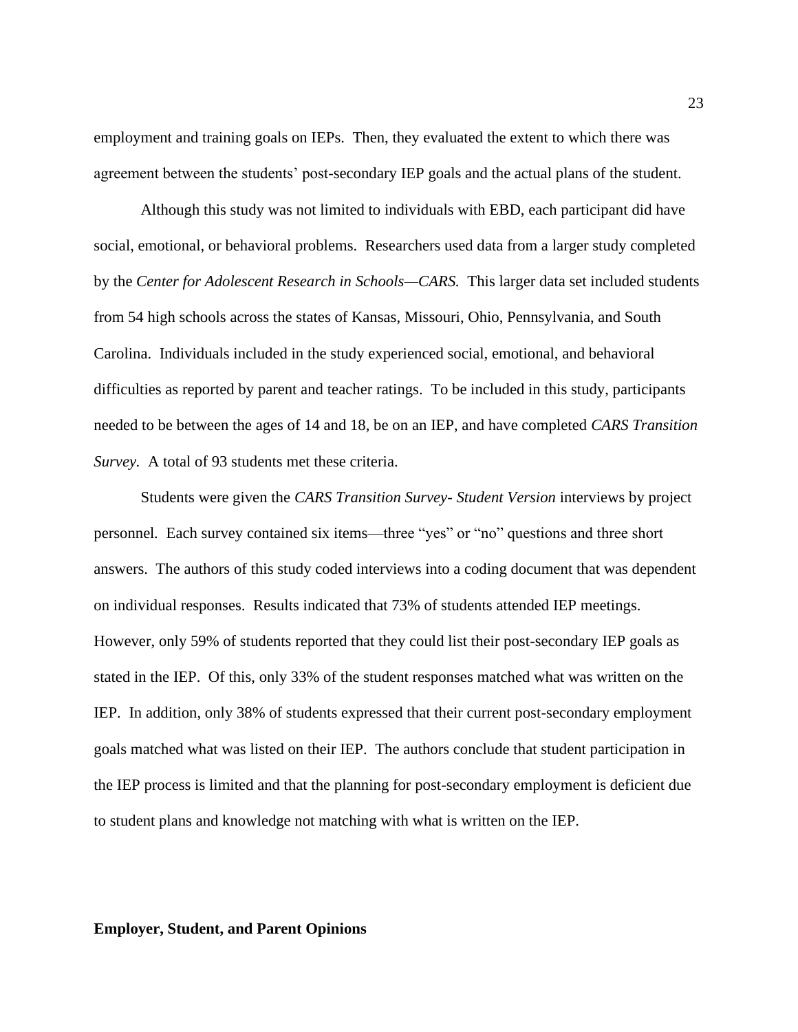employment and training goals on IEPs. Then, they evaluated the extent to which there was agreement between the students' post-secondary IEP goals and the actual plans of the student.

Although this study was not limited to individuals with EBD, each participant did have social, emotional, or behavioral problems. Researchers used data from a larger study completed by the *Center for Adolescent Research in Schools—CARS.* This larger data set included students from 54 high schools across the states of Kansas, Missouri, Ohio, Pennsylvania, and South Carolina. Individuals included in the study experienced social, emotional, and behavioral difficulties as reported by parent and teacher ratings. To be included in this study, participants needed to be between the ages of 14 and 18, be on an IEP, and have completed *CARS Transition Survey.* A total of 93 students met these criteria.

Students were given the *CARS Transition Survey- Student Version* interviews by project personnel. Each survey contained six items—three "yes" or "no" questions and three short answers. The authors of this study coded interviews into a coding document that was dependent on individual responses. Results indicated that 73% of students attended IEP meetings. However, only 59% of students reported that they could list their post-secondary IEP goals as stated in the IEP. Of this, only 33% of the student responses matched what was written on the IEP. In addition, only 38% of students expressed that their current post-secondary employment goals matched what was listed on their IEP. The authors conclude that student participation in the IEP process is limited and that the planning for post-secondary employment is deficient due to student plans and knowledge not matching with what is written on the IEP.

**Employer, Student, and Parent Opinions**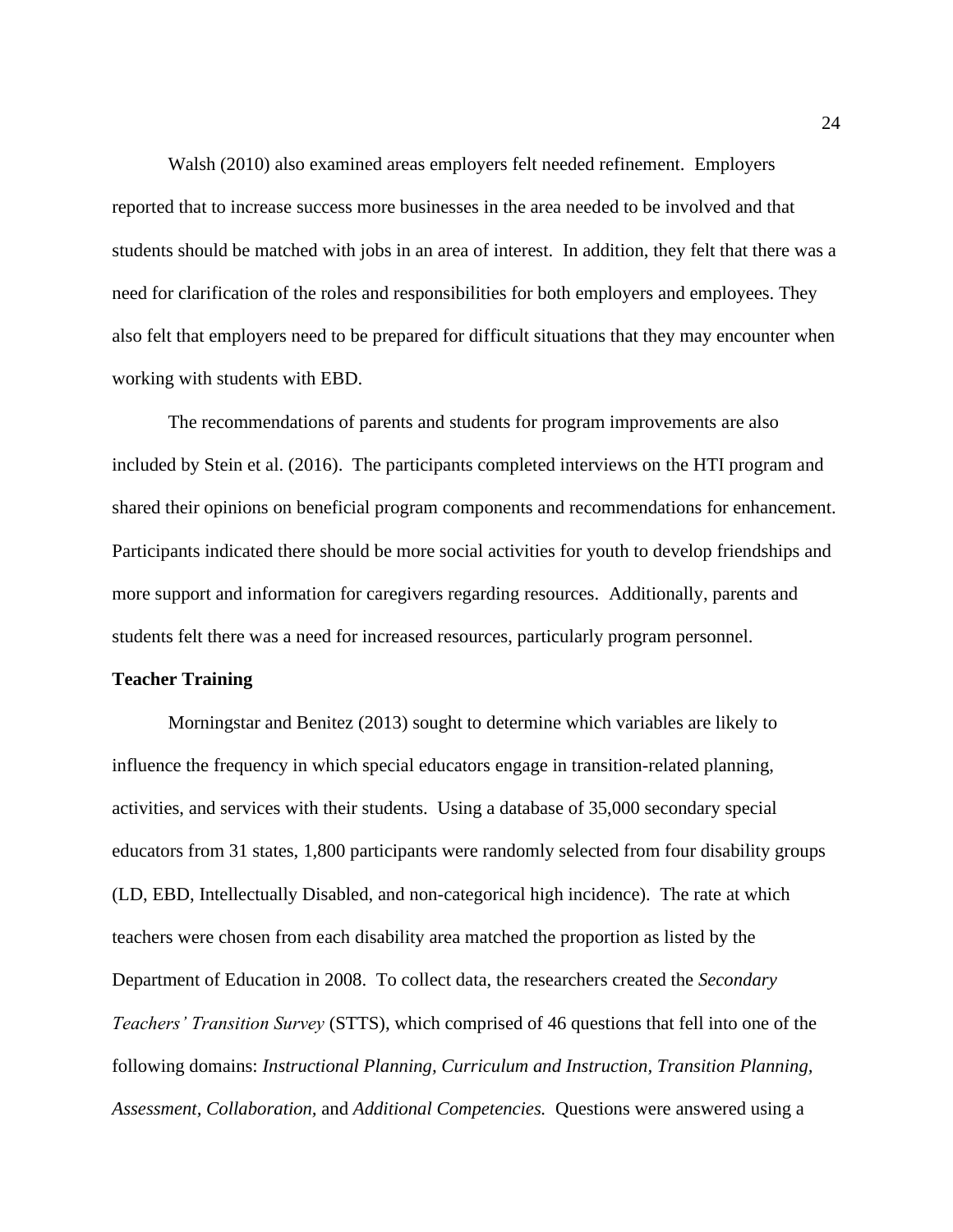Walsh (2010) also examined areas employers felt needed refinement. Employers reported that to increase success more businesses in the area needed to be involved and that students should be matched with jobs in an area of interest. In addition, they felt that there was a need for clarification of the roles and responsibilities for both employers and employees. They also felt that employers need to be prepared for difficult situations that they may encounter when working with students with EBD.

The recommendations of parents and students for program improvements are also included by Stein et al. (2016). The participants completed interviews on the HTI program and shared their opinions on beneficial program components and recommendations for enhancement. Participants indicated there should be more social activities for youth to develop friendships and more support and information for caregivers regarding resources. Additionally, parents and students felt there was a need for increased resources, particularly program personnel.

**Teacher Training**

Morningstar and Benitez (2013) sought to determine which variables are likely to influence the frequency in which special educators engage in transition-related planning, activities, and services with their students. Using a database of 35,000 secondary special educators from 31 states, 1,800 participants were randomly selected from four disability groups (LD, EBD, Intellectually Disabled, and non-categorical high incidence). The rate at which teachers were chosen from each disability area matched the proportion as listed by the Department of Education in 2008. To collect data, the researchers created the *Secondary Teachers' Transition Survey* (STTS), which comprised of 46 questions that fell into one of the following domains: *Instructional Planning, Curriculum and Instruction, Transition Planning, Assessment, Collaboration,* and *Additional Competencies.* Questions were answered using a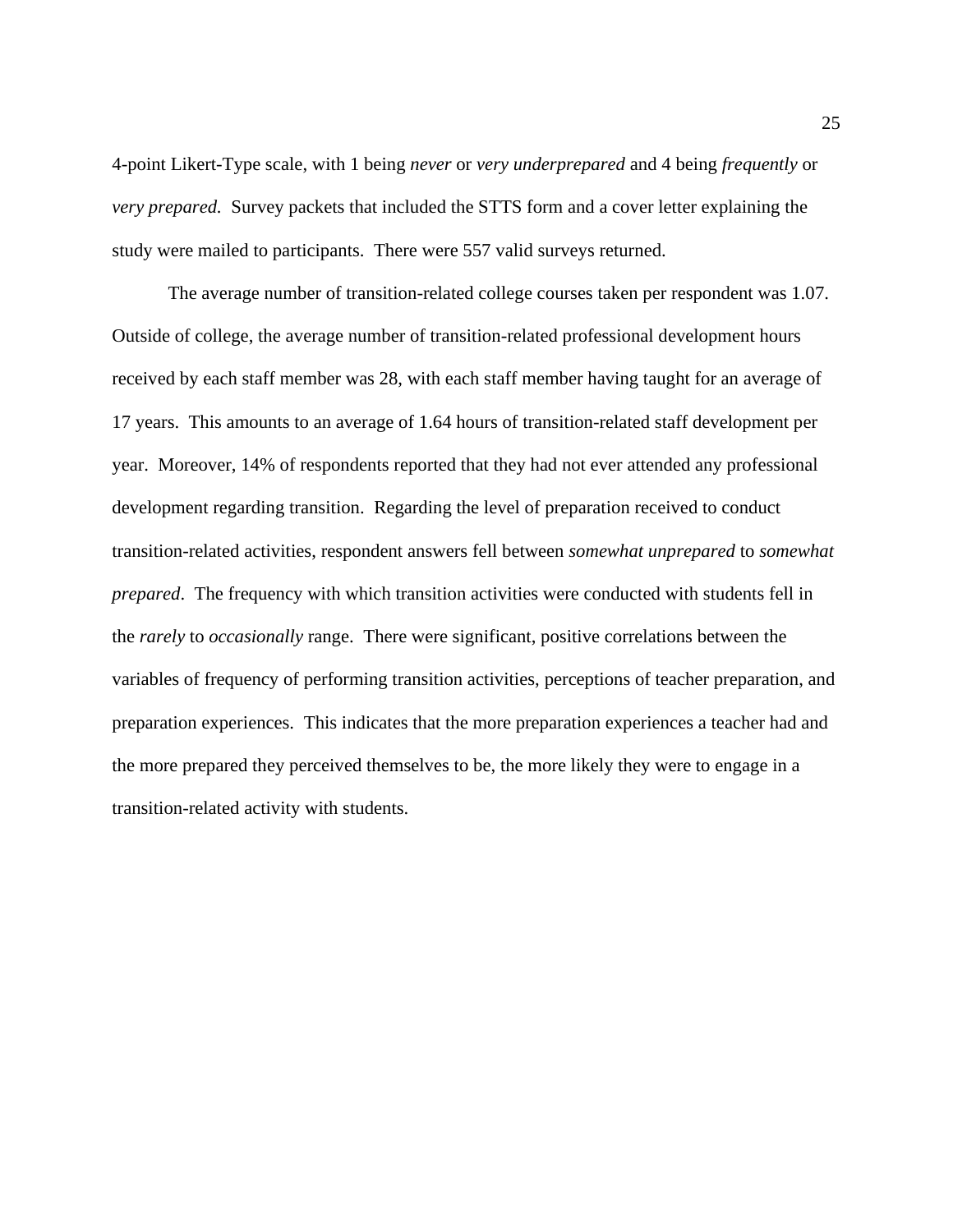4-point Likert-Type scale, with 1 being *never* or *very underprepared* and 4 being *frequently* or *very prepared.* Survey packets that included the STTS form and a cover letter explaining the study were mailed to participants. There were 557 valid surveys returned.

The average number of transition-related college courses taken per respondent was 1.07. Outside of college, the average number of transition-related professional development hours received by each staff member was 28, with each staff member having taught for an average of 17 years. This amounts to an average of 1.64 hours of transition-related staff development per year. Moreover, 14% of respondents reported that they had not ever attended any professional development regarding transition. Regarding the level of preparation received to conduct transition-related activities, respondent answers fell between *somewhat unprepared* to *somewhat prepared*. The frequency with which transition activities were conducted with students fell in the *rarely* to *occasionally* range. There were significant, positive correlations between the variables of frequency of performing transition activities, perceptions of teacher preparation, and preparation experiences. This indicates that the more preparation experiences a teacher had and the more prepared they perceived themselves to be, the more likely they were to engage in a transition-related activity with students.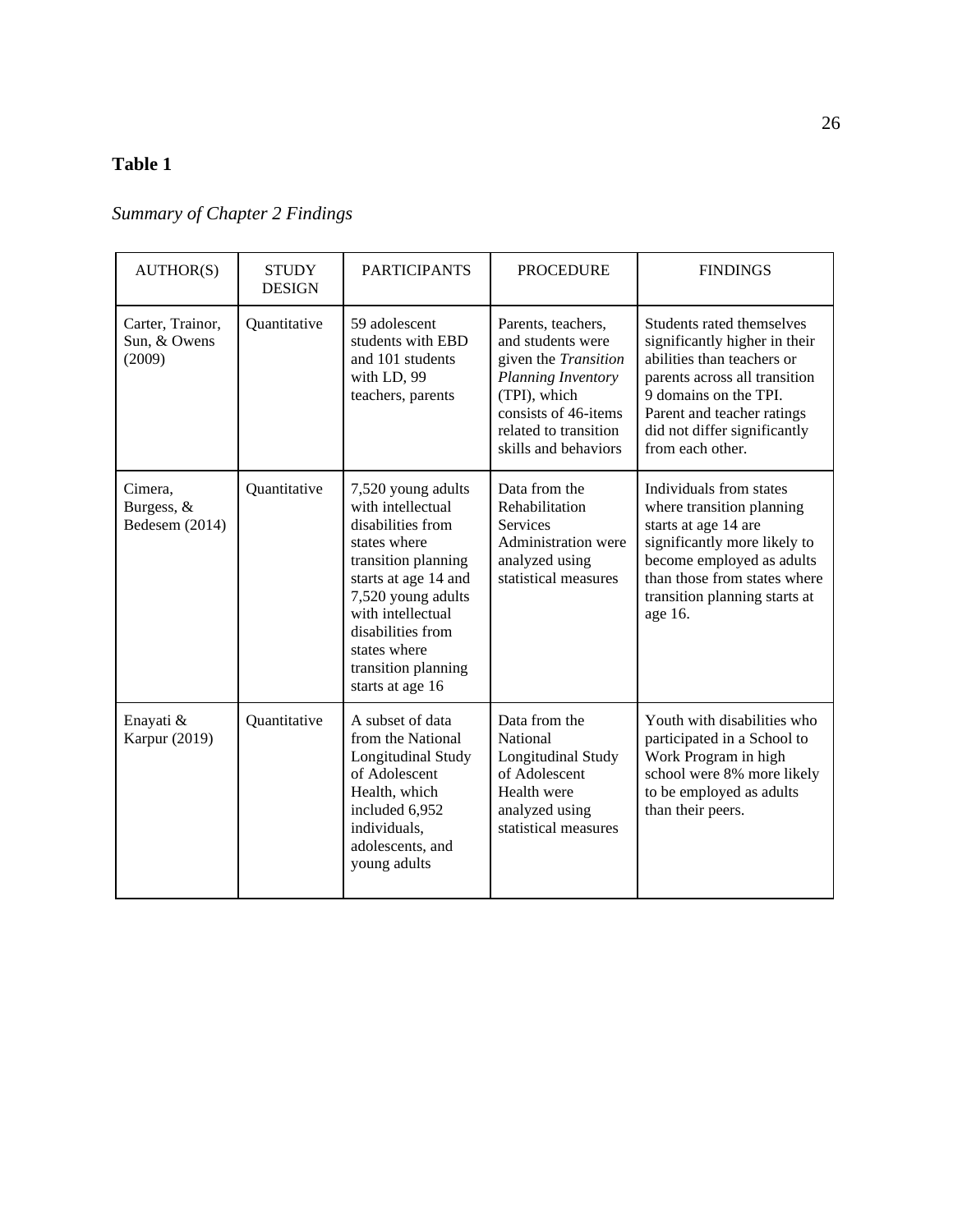**Table 1**

*Summary of Chapter 2 Findings*

| AUTHOR(S) | STUDY DESIGN | PARTICIPANTS | PROCEDURE | FINDINGS |
|---|---|---|---|---|
| Carter, Trainor, Sun, & Owens (2009) | Quantitative | 59 adolescent students with EBD and 101 students with LD, 99 teachers, parents | Parents, teachers, and students were given the *Transition Planning Inventory* (TPI), which consists of 46-items related to transition skills and behaviors | Students rated themselves significantly higher in their abilities than teachers or parents across all transition 9 domains on the TPI. Parent and teacher ratings did not differ significantly from each other. |
| Cimera, Burgess, & Bedesem (2014) | Quantitative | 7,520 young adults with intellectual disabilities from states where transition planning starts at age 14 and 7,520 young adults with intellectual disabilities from states where transition planning starts at age 16 | Data from the Rehabilitation Services Administration were analyzed using statistical measures | Individuals from states where transition planning starts at age 14 are significantly more likely to become employed as adults than those from states where transition planning starts at age 16. |
| Enayati & Karpur (2019) | Quantitative | A subset of data from the National Longitudinal Study of Adolescent Health, which included 6,952 individuals, adolescents, and young adults | Data from the National Longitudinal Study of Adolescent Health were analyzed using statistical measures | Youth with disabilities who participated in a School to Work Program in high school were 8% more likely to be employed as adults than their peers. |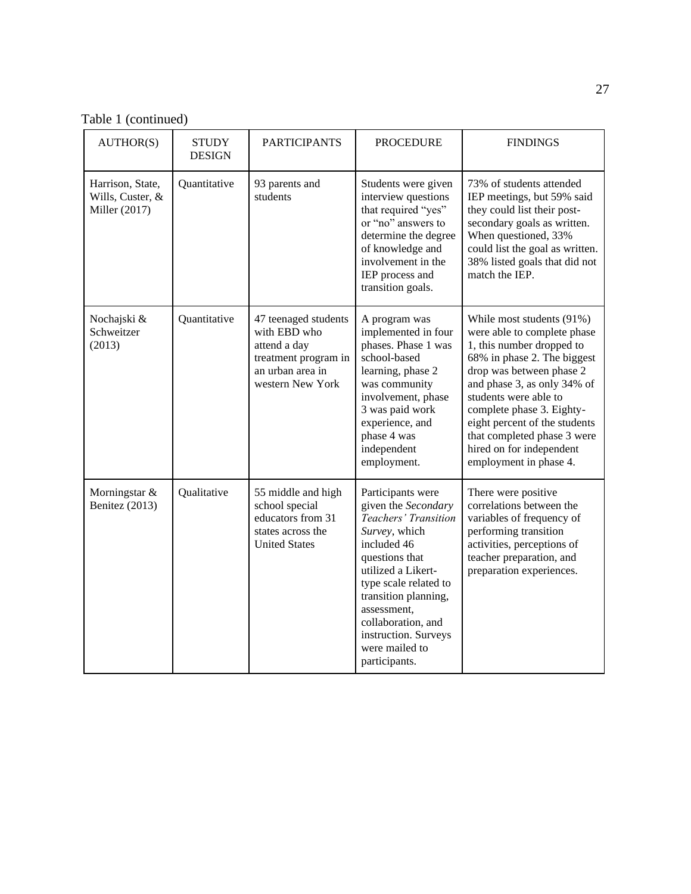Table 1 (continued)

| AUTHOR(S) | STUDY DESIGN | PARTICIPANTS | PROCEDURE | FINDINGS |
| --- | --- | --- | --- | --- |
| Harrison, State, Wills, Custer, & Miller (2017) | Quantitative | 93 parents and students | Students were given interview questions that required "yes" or "no" answers to determine the degree of knowledge and involvement in the IEP process and transition goals. | 73% of students attended IEP meetings, but 59% said they could list their post-secondary goals as written. When questioned, 33% could list the goal as written. 38% listed goals that did not match the IEP. |
| Nochajski & Schweitzer (2013) | Quantitative | 47 teenaged students with EBD who attend a day treatment program in an urban area in western New York | A program was implemented in four phases. Phase 1 was school-based learning, phase 2 was community involvement, phase 3 was paid work experience, and phase 4 was independent employment. | While most students (91%) were able to complete phase 1, this number dropped to 68% in phase 2. The biggest drop was between phase 2 and phase 3, as only 34% of students were able to complete phase 3. Eighty-eight percent of the students that completed phase 3 were hired on for independent employment in phase 4. |
| Morningstar & Benitez (2013) | Qualitative | 55 middle and high school special educators from 31 states across the United States | Participants were given the *Secondary Teachers' Transition Survey*, which included 46 questions that utilized a Likert-type scale related to transition planning, assessment, collaboration, and instruction. Surveys were mailed to participants. | There were positive correlations between the variables of frequency of performing transition activities, perceptions of teacher preparation, and preparation experiences. |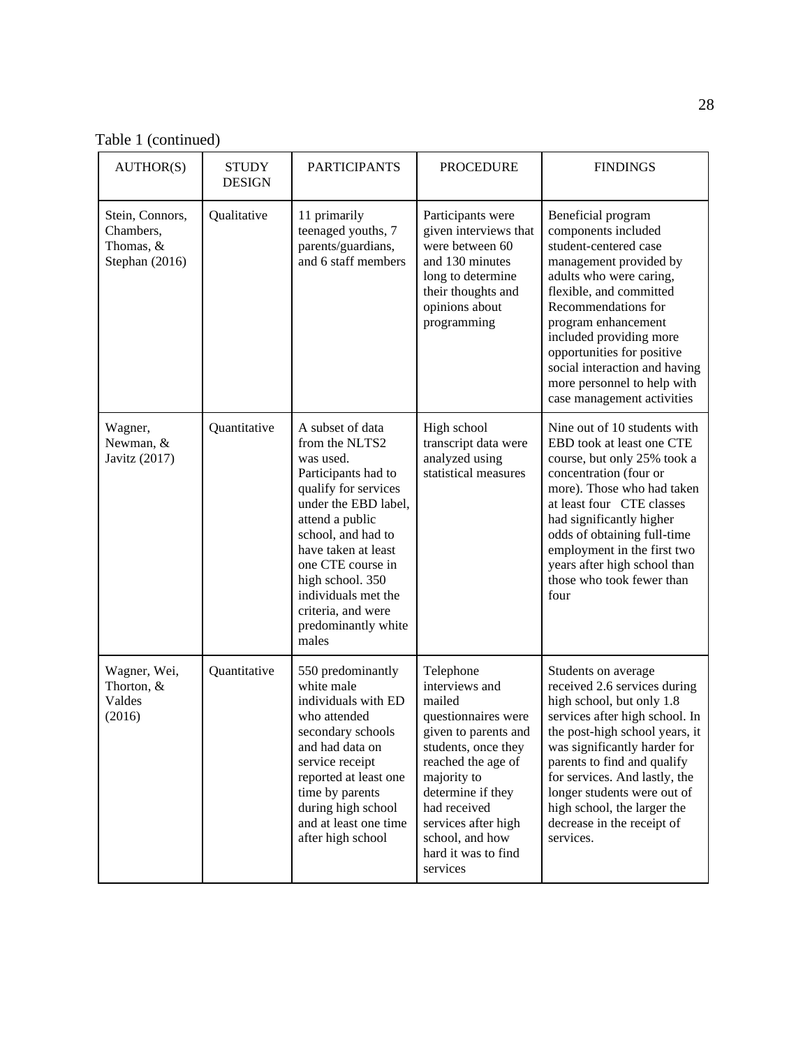Table 1 (continued)

| AUTHOR(S) | STUDY DESIGN | PARTICIPANTS | PROCEDURE | FINDINGS |
|---|---|---|---|---|
| Stein, Connors, Chambers, Thomas, & Stephan (2016) | Qualitative | 11 primarily teenaged youths, 7 parents/guardians, and 6 staff members | Participants were given interviews that were between 60 and 130 minutes long to determine their thoughts and opinions about programming | Beneficial program components included student-centered case management provided by adults who were caring, flexible, and committed Recommendations for program enhancement included providing more opportunities for positive social interaction and having more personnel to help with case management activities |
| Wagner, Newman, & Javitz (2017) | Quantitative | A subset of data from the NLTS2 was used. Participants had to qualify for services under the EBD label, attend a public school, and had to have taken at least one CTE course in high school. 350 individuals met the criteria, and were predominantly white males | High school transcript data were analyzed using statistical measures | Nine out of 10 students with EBD took at least one CTE course, but only 25% took a concentration (four or more). Those who had taken at least four CTE classes had significantly higher odds of obtaining full-time employment in the first two years after high school than those who took fewer than four |
| Wagner, Wei, Thorton, & Valdes (2016) | Quantitative | 550 predominantly white male individuals with ED who attended secondary schools and had data on service receipt reported at least one time by parents during high school and at least one time after high school | Telephone interviews and mailed questionnaires were given to parents and students, once they reached the age of majority to determine if they had received services after high school, and how hard it was to find services | Students on average received 2.6 services during high school, but only 1.8 services after high school. In the post-high school years, it was significantly harder for parents to find and qualify for services. And lastly, the longer students were out of high school, the larger the decrease in the receipt of services. |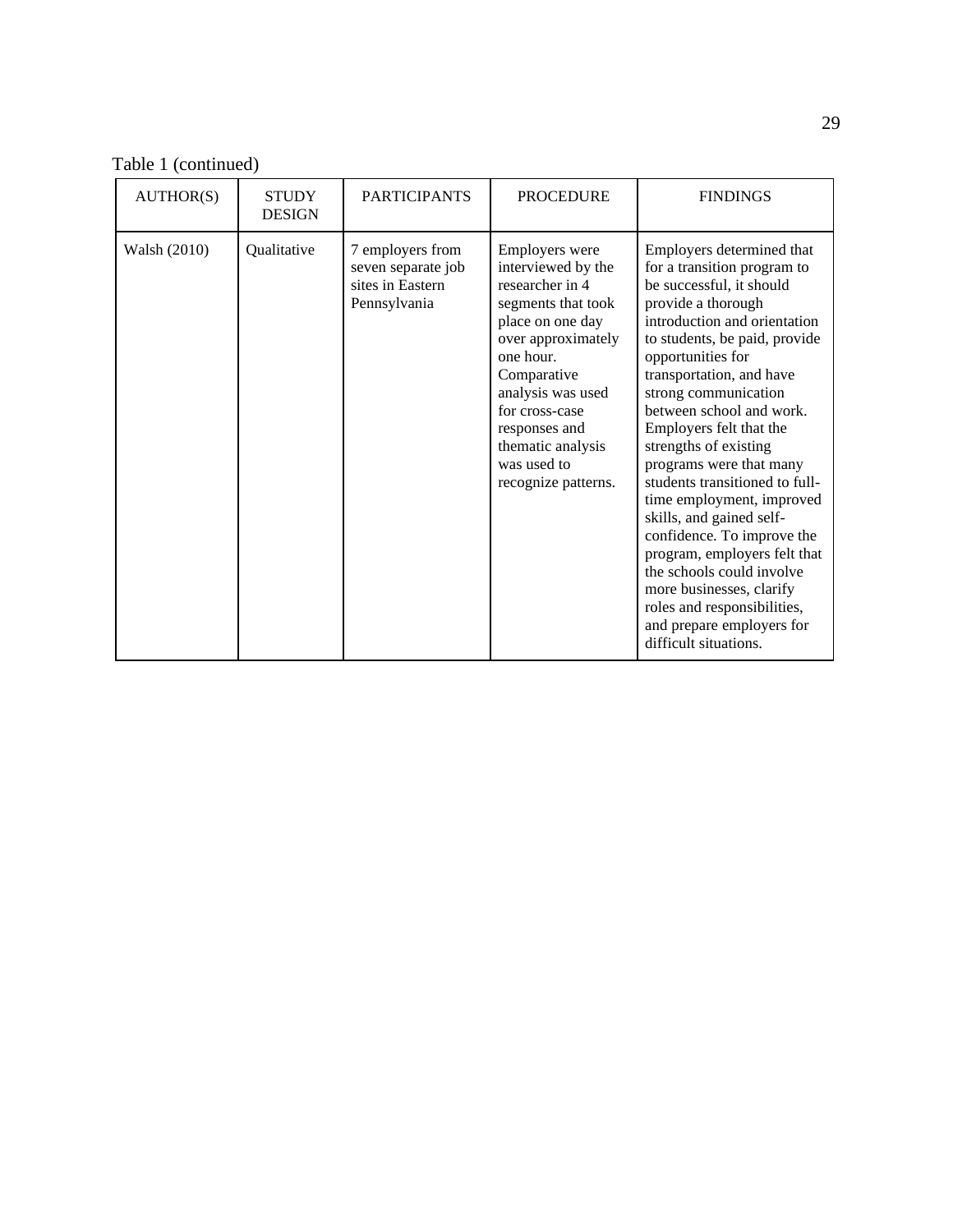Table 1 (continued)

| AUTHOR(S) | STUDY DESIGN | PARTICIPANTS | PROCEDURE | FINDINGS |
| --- | --- | --- | --- | --- |
| Walsh (2010) | Qualitative | 7 employers from seven separate job sites in Eastern Pennsylvania | Employers were interviewed by the researcher in 4 segments that took place on one day over approximately one hour. Comparative analysis was used for cross-case responses and thematic analysis was used to recognize patterns. | Employers determined that for a transition program to be successful, it should provide a thorough introduction and orientation to students, be paid, provide opportunities for transportation, and have strong communication between school and work. Employers felt that the strengths of existing programs were that many students transitioned to full-time employment, improved skills, and gained self-confidence. To improve the program, employers felt that the schools could involve more businesses, clarify roles and responsibilities, and prepare employers for difficult situations. |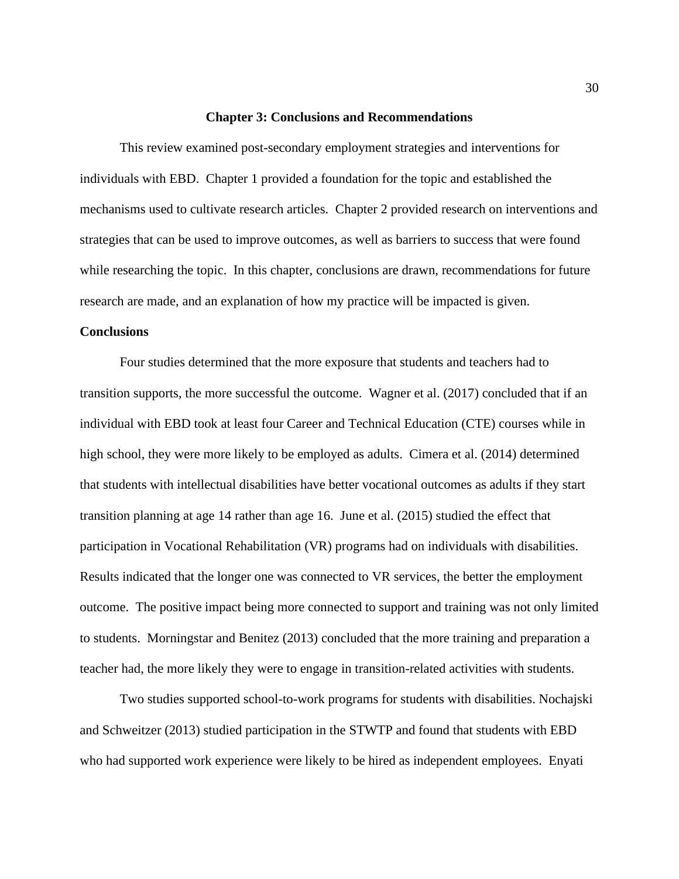## Chapter 3: Conclusions and Recommendations

This review examined post-secondary employment strategies and interventions for individuals with EBD. Chapter 1 provided a foundation for the topic and established the mechanisms used to cultivate research articles. Chapter 2 provided research on interventions and strategies that can be used to improve outcomes, as well as barriers to success that were found while researching the topic. In this chapter, conclusions are drawn, recommendations for future research are made, and an explanation of how my practice will be impacted is given.

### Conclusions

Four studies determined that the more exposure that students and teachers had to transition supports, the more successful the outcome. Wagner et al. (2017) concluded that if an individual with EBD took at least four Career and Technical Education (CTE) courses while in high school, they were more likely to be employed as adults. Cimera et al. (2014) determined that students with intellectual disabilities have better vocational outcomes as adults if they start transition planning at age 14 rather than age 16. June et al. (2015) studied the effect that participation in Vocational Rehabilitation (VR) programs had on individuals with disabilities. Results indicated that the longer one was connected to VR services, the better the employment outcome. The positive impact being more connected to support and training was not only limited to students. Morningstar and Benitez (2013) concluded that the more training and preparation a teacher had, the more likely they were to engage in transition-related activities with students.

Two studies supported school-to-work programs for students with disabilities. Nochajski and Schweitzer (2013) studied participation in the STWTP and found that students with EBD who had supported work experience were likely to be hired as independent employees. Enyati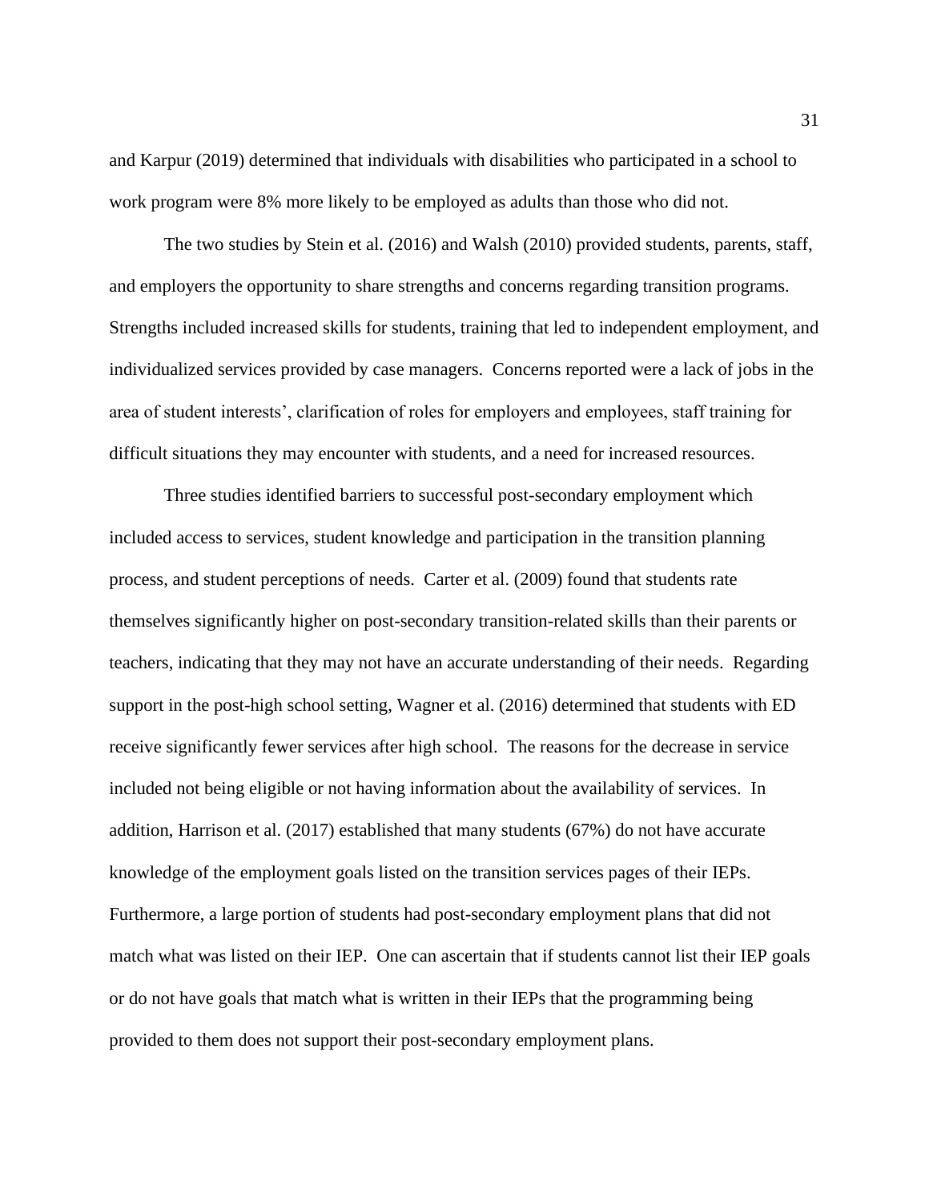and Karpur (2019) determined that individuals with disabilities who participated in a school to work program were 8% more likely to be employed as adults than those who did not.

The two studies by Stein et al. (2016) and Walsh (2010) provided students, parents, staff, and employers the opportunity to share strengths and concerns regarding transition programs. Strengths included increased skills for students, training that led to independent employment, and individualized services provided by case managers. Concerns reported were a lack of jobs in the area of student interests', clarification of roles for employers and employees, staff training for difficult situations they may encounter with students, and a need for increased resources.

Three studies identified barriers to successful post-secondary employment which included access to services, student knowledge and participation in the transition planning process, and student perceptions of needs. Carter et al. (2009) found that students rate themselves significantly higher on post-secondary transition-related skills than their parents or teachers, indicating that they may not have an accurate understanding of their needs. Regarding support in the post-high school setting, Wagner et al. (2016) determined that students with ED receive significantly fewer services after high school. The reasons for the decrease in service included not being eligible or not having information about the availability of services. In addition, Harrison et al. (2017) established that many students (67%) do not have accurate knowledge of the employment goals listed on the transition services pages of their IEPs. Furthermore, a large portion of students had post-secondary employment plans that did not match what was listed on their IEP. One can ascertain that if students cannot list their IEP goals or do not have goals that match what is written in their IEPs that the programming being provided to them does not support their post-secondary employment plans.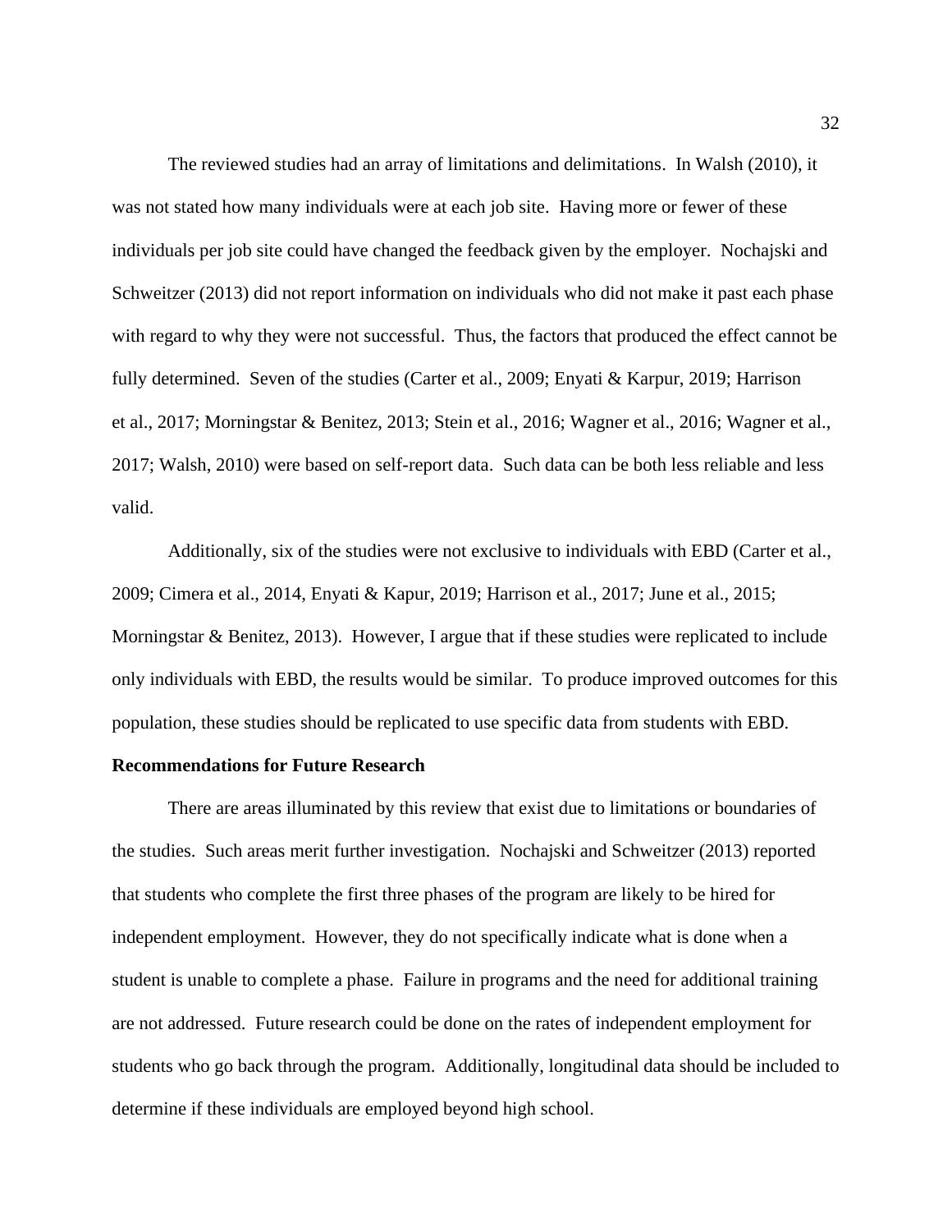The reviewed studies had an array of limitations and delimitations. In Walsh (2010), it was not stated how many individuals were at each job site. Having more or fewer of these individuals per job site could have changed the feedback given by the employer. Nochajski and Schweitzer (2013) did not report information on individuals who did not make it past each phase with regard to why they were not successful. Thus, the factors that produced the effect cannot be fully determined. Seven of the studies (Carter et al., 2009; Enyati & Karpur, 2019; Harrison et al., 2017; Morningstar & Benitez, 2013; Stein et al., 2016; Wagner et al., 2016; Wagner et al., 2017; Walsh, 2010) were based on self-report data. Such data can be both less reliable and less valid.

Additionally, six of the studies were not exclusive to individuals with EBD (Carter et al., 2009; Cimera et al., 2014, Enyati & Kapur, 2019; Harrison et al., 2017; June et al., 2015; Morningstar & Benitez, 2013). However, I argue that if these studies were replicated to include only individuals with EBD, the results would be similar. To produce improved outcomes for this population, these studies should be replicated to use specific data from students with EBD.

**Recommendations for Future Research**

There are areas illuminated by this review that exist due to limitations or boundaries of the studies. Such areas merit further investigation. Nochajski and Schweitzer (2013) reported that students who complete the first three phases of the program are likely to be hired for independent employment. However, they do not specifically indicate what is done when a student is unable to complete a phase. Failure in programs and the need for additional training are not addressed. Future research could be done on the rates of independent employment for students who go back through the program. Additionally, longitudinal data should be included to determine if these individuals are employed beyond high school.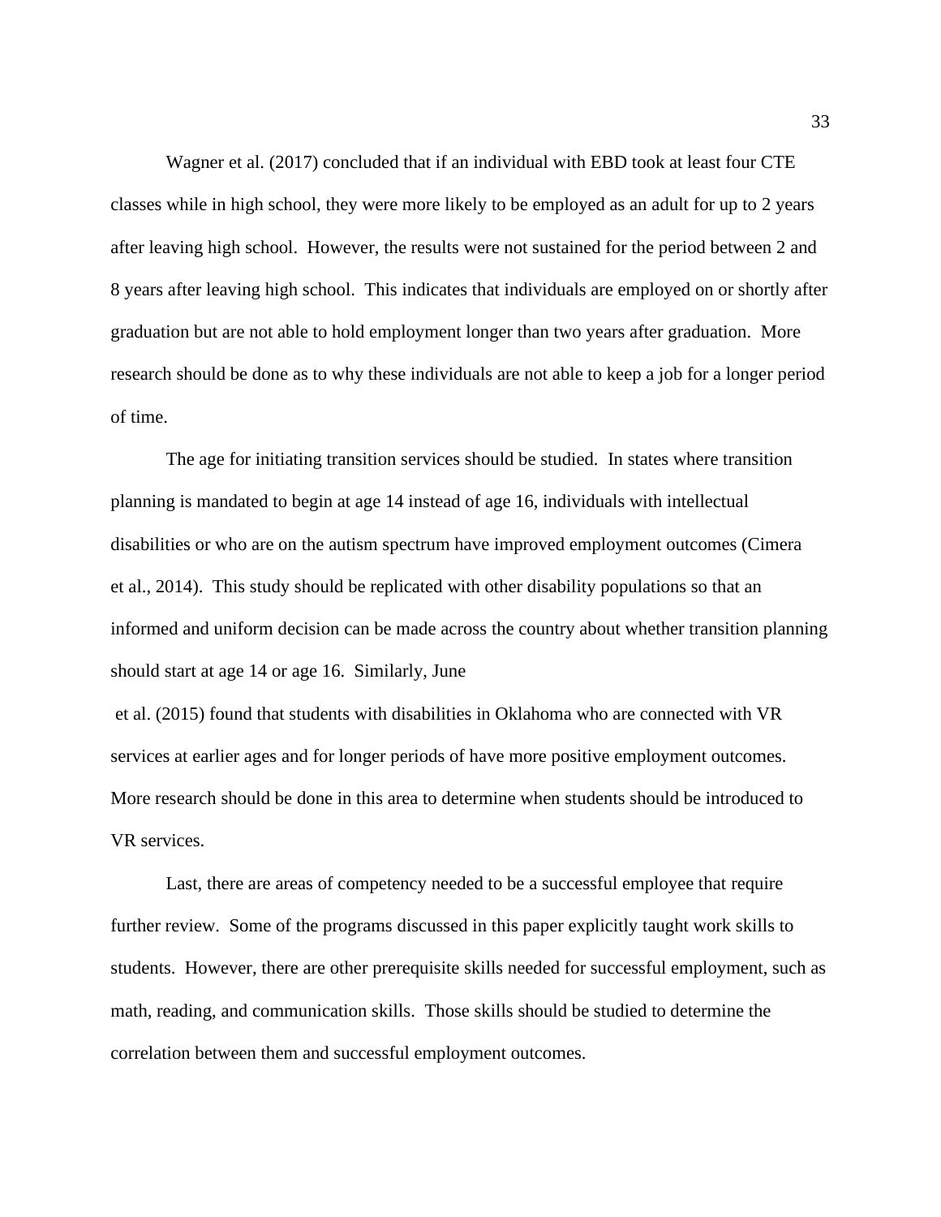Wagner et al. (2017) concluded that if an individual with EBD took at least four CTE classes while in high school, they were more likely to be employed as an adult for up to 2 years after leaving high school. However, the results were not sustained for the period between 2 and 8 years after leaving high school. This indicates that individuals are employed on or shortly after graduation but are not able to hold employment longer than two years after graduation. More research should be done as to why these individuals are not able to keep a job for a longer period of time.

The age for initiating transition services should be studied. In states where transition planning is mandated to begin at age 14 instead of age 16, individuals with intellectual disabilities or who are on the autism spectrum have improved employment outcomes (Cimera et al., 2014). This study should be replicated with other disability populations so that an informed and uniform decision can be made across the country about whether transition planning should start at age 14 or age 16. Similarly, June et al. (2015) found that students with disabilities in Oklahoma who are connected with VR services at earlier ages and for longer periods of have more positive employment outcomes. More research should be done in this area to determine when students should be introduced to VR services.

Last, there are areas of competency needed to be a successful employee that require further review. Some of the programs discussed in this paper explicitly taught work skills to students. However, there are other prerequisite skills needed for successful employment, such as math, reading, and communication skills. Those skills should be studied to determine the correlation between them and successful employment outcomes.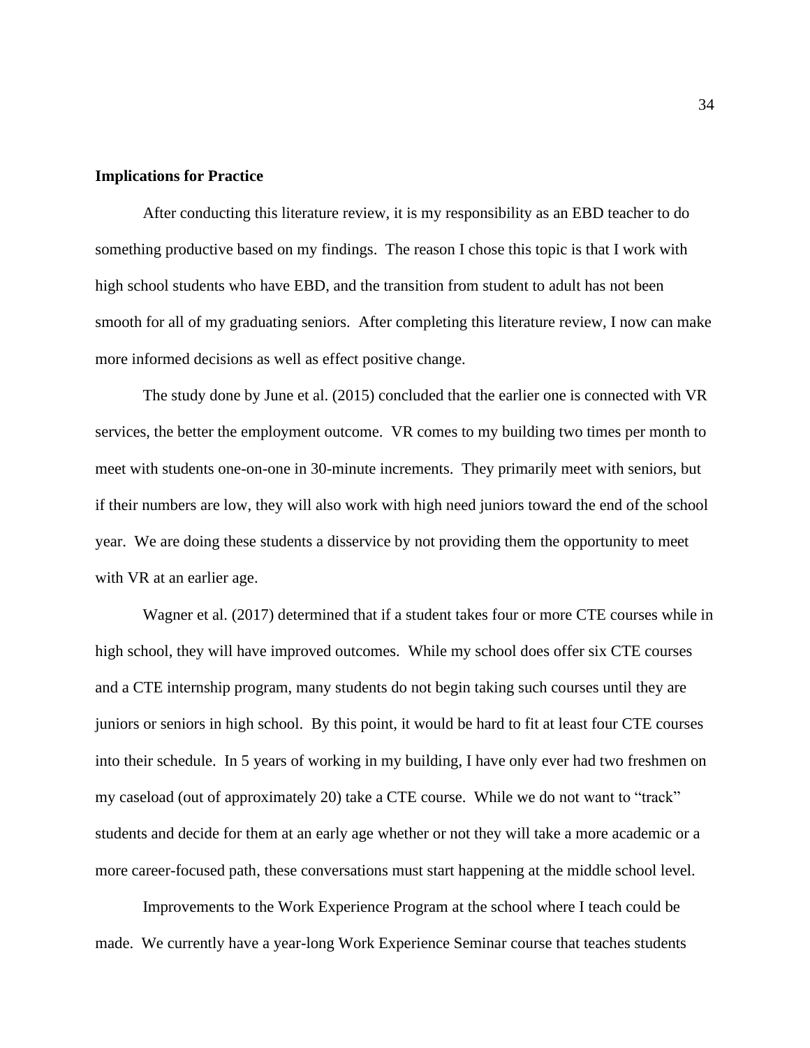**Implications for Practice**

After conducting this literature review, it is my responsibility as an EBD teacher to do something productive based on my findings. The reason I chose this topic is that I work with high school students who have EBD, and the transition from student to adult has not been smooth for all of my graduating seniors. After completing this literature review, I now can make more informed decisions as well as effect positive change.

The study done by June et al. (2015) concluded that the earlier one is connected with VR services, the better the employment outcome. VR comes to my building two times per month to meet with students one-on-one in 30-minute increments. They primarily meet with seniors, but if their numbers are low, they will also work with high need juniors toward the end of the school year. We are doing these students a disservice by not providing them the opportunity to meet with VR at an earlier age.

Wagner et al. (2017) determined that if a student takes four or more CTE courses while in high school, they will have improved outcomes. While my school does offer six CTE courses and a CTE internship program, many students do not begin taking such courses until they are juniors or seniors in high school. By this point, it would be hard to fit at least four CTE courses into their schedule. In 5 years of working in my building, I have only ever had two freshmen on my caseload (out of approximately 20) take a CTE course. While we do not want to "track" students and decide for them at an early age whether or not they will take a more academic or a more career-focused path, these conversations must start happening at the middle school level.

Improvements to the Work Experience Program at the school where I teach could be made. We currently have a year-long Work Experience Seminar course that teaches students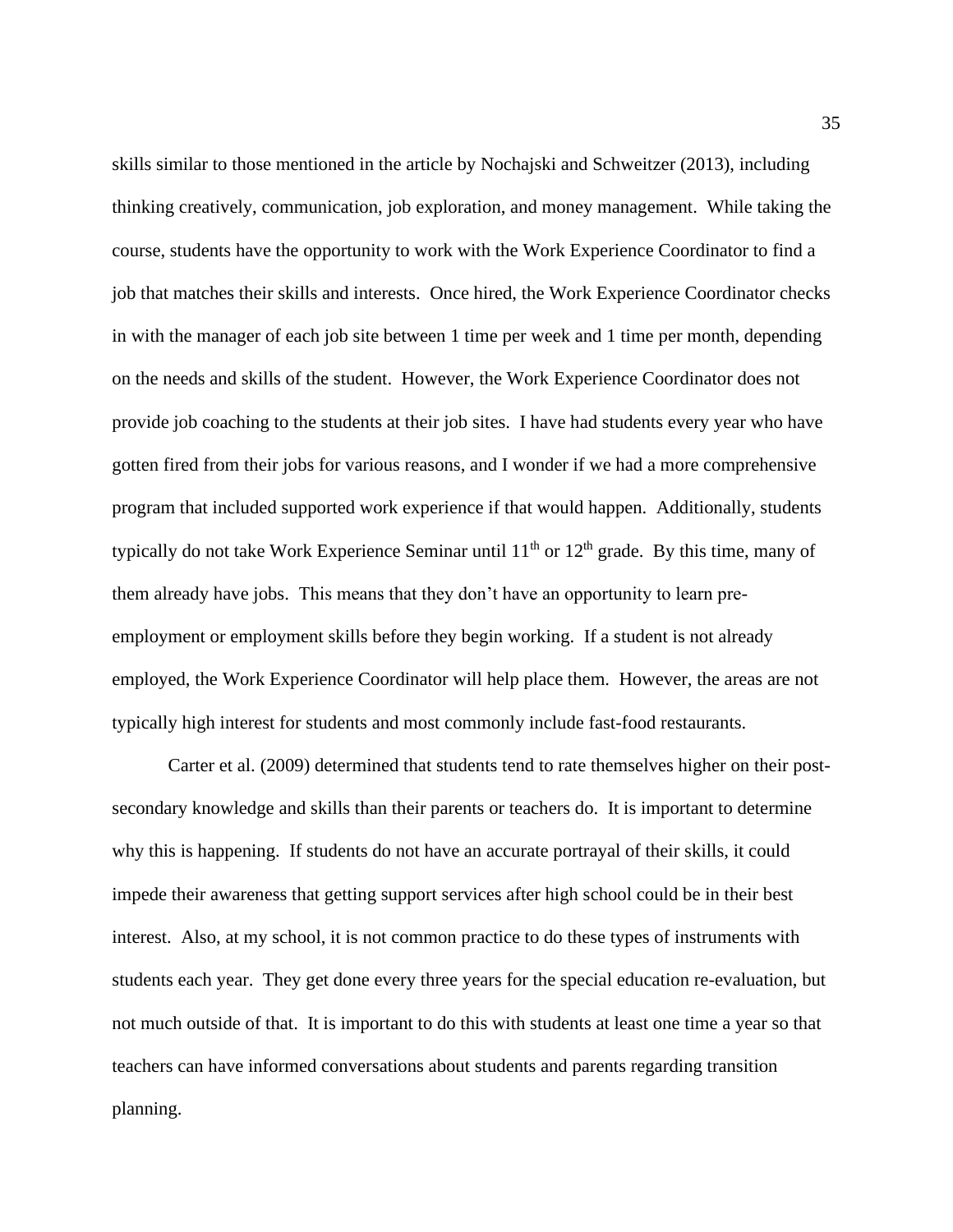skills similar to those mentioned in the article by Nochajski and Schweitzer (2013), including thinking creatively, communication, job exploration, and money management. While taking the course, students have the opportunity to work with the Work Experience Coordinator to find a job that matches their skills and interests. Once hired, the Work Experience Coordinator checks in with the manager of each job site between 1 time per week and 1 time per month, depending on the needs and skills of the student. However, the Work Experience Coordinator does not provide job coaching to the students at their job sites. I have had students every year who have gotten fired from their jobs for various reasons, and I wonder if we had a more comprehensive program that included supported work experience if that would happen. Additionally, students typically do not take Work Experience Seminar until 11th or 12th grade. By this time, many of them already have jobs. This means that they don't have an opportunity to learn pre-employment or employment skills before they begin working. If a student is not already employed, the Work Experience Coordinator will help place them. However, the areas are not typically high interest for students and most commonly include fast-food restaurants.

Carter et al. (2009) determined that students tend to rate themselves higher on their post-secondary knowledge and skills than their parents or teachers do. It is important to determine why this is happening. If students do not have an accurate portrayal of their skills, it could impede their awareness that getting support services after high school could be in their best interest. Also, at my school, it is not common practice to do these types of instruments with students each year. They get done every three years for the special education re-evaluation, but not much outside of that. It is important to do this with students at least one time a year so that teachers can have informed conversations about students and parents regarding transition planning.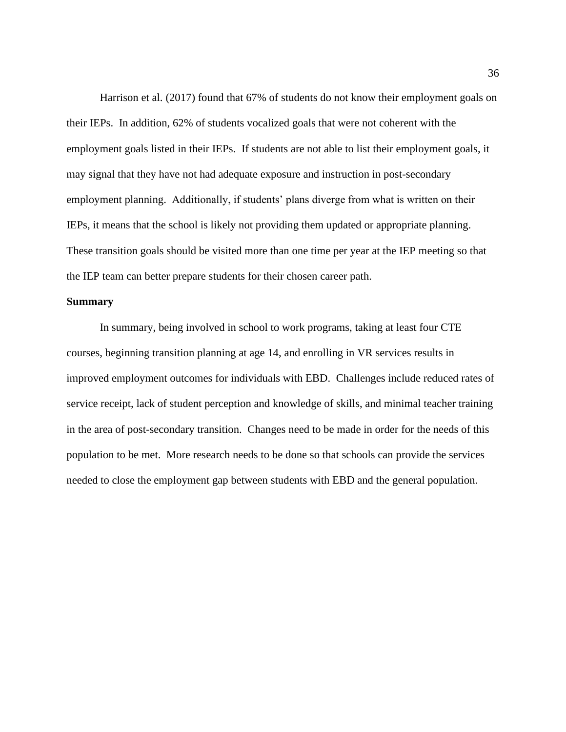Harrison et al. (2017) found that 67% of students do not know their employment goals on their IEPs. In addition, 62% of students vocalized goals that were not coherent with the employment goals listed in their IEPs. If students are not able to list their employment goals, it may signal that they have not had adequate exposure and instruction in post-secondary employment planning. Additionally, if students' plans diverge from what is written on their IEPs, it means that the school is likely not providing them updated or appropriate planning. These transition goals should be visited more than one time per year at the IEP meeting so that the IEP team can better prepare students for their chosen career path.

**Summary**

In summary, being involved in school to work programs, taking at least four CTE courses, beginning transition planning at age 14, and enrolling in VR services results in improved employment outcomes for individuals with EBD. Challenges include reduced rates of service receipt, lack of student perception and knowledge of skills, and minimal teacher training in the area of post-secondary transition. Changes need to be made in order for the needs of this population to be met. More research needs to be done so that schools can provide the services needed to close the employment gap between students with EBD and the general population.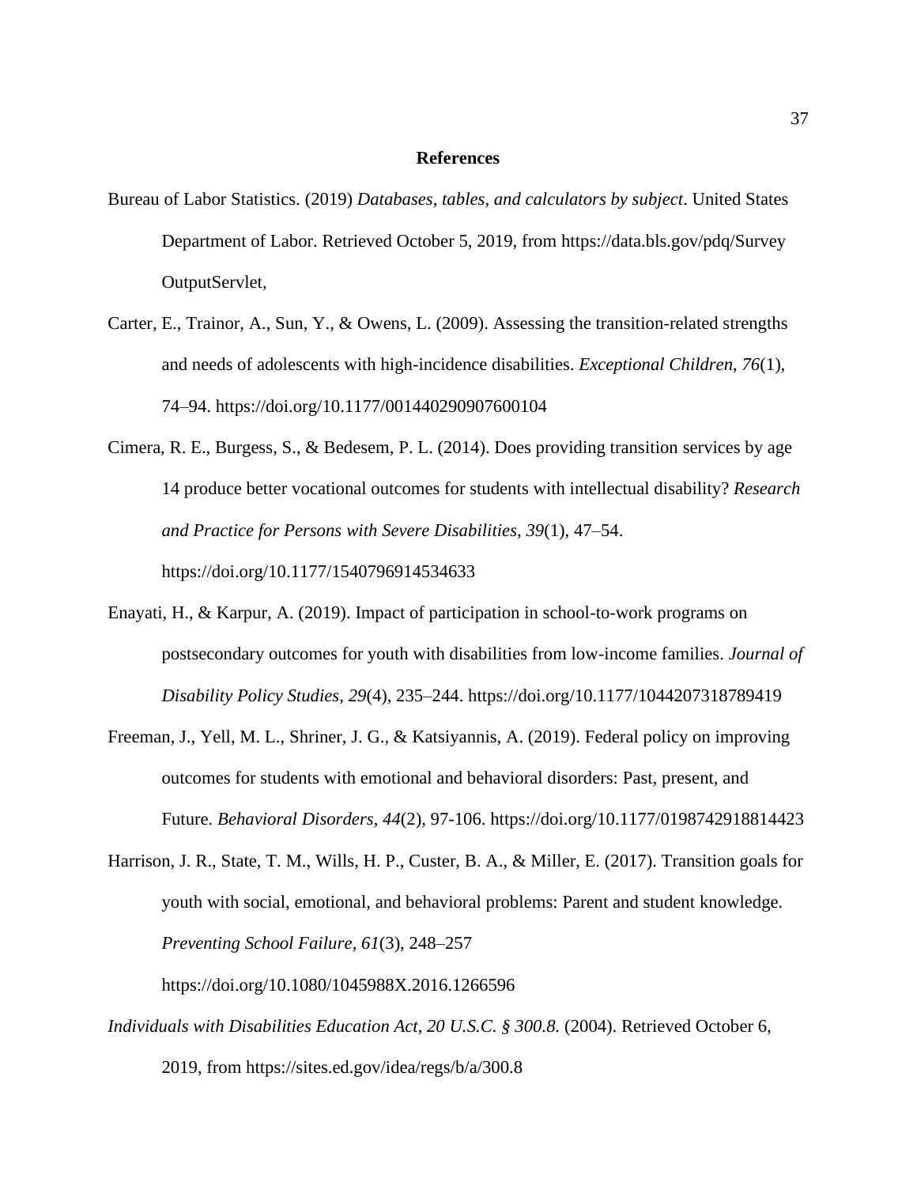## References

Bureau of Labor Statistics. (2019) *Databases, tables, and calculators by subject*. United States Department of Labor. Retrieved October 5, 2019, from https://data.bls.gov/pdq/Survey OutputServlet,

Carter, E., Trainor, A., Sun, Y., & Owens, L. (2009). Assessing the transition-related strengths and needs of adolescents with high-incidence disabilities. *Exceptional Children*, *76*(1), 74–94. https://doi.org/10.1177/001440290907600104

Cimera, R. E., Burgess, S., & Bedesem, P. L. (2014). Does providing transition services by age 14 produce better vocational outcomes for students with intellectual disability? *Research and Practice for Persons with Severe Disabilities*, *39*(1), 47–54. https://doi.org/10.1177/1540796914534633

Enayati, H., & Karpur, A. (2019). Impact of participation in school-to-work programs on postsecondary outcomes for youth with disabilities from low-income families. *Journal of Disability Policy Studies*, *29*(4), 235–244. https://doi.org/10.1177/1044207318789419

Freeman, J., Yell, M. L., Shriner, J. G., & Katsiyannis, A. (2019). Federal policy on improving outcomes for students with emotional and behavioral disorders: Past, present, and Future. *Behavioral Disorders*, *44*(2), 97-106. https://doi.org/10.1177/0198742918814423

Harrison, J. R., State, T. M., Wills, H. P., Custer, B. A., & Miller, E. (2017). Transition goals for youth with social, emotional, and behavioral problems: Parent and student knowledge. *Preventing School Failure*, *61*(3), 248–257 https://doi.org/10.1080/1045988X.2016.1266596

*Individuals with Disabilities Education Act, 20 U.S.C. § 300.8.* (2004). Retrieved October 6, 2019, from https://sites.ed.gov/idea/regs/b/a/300.8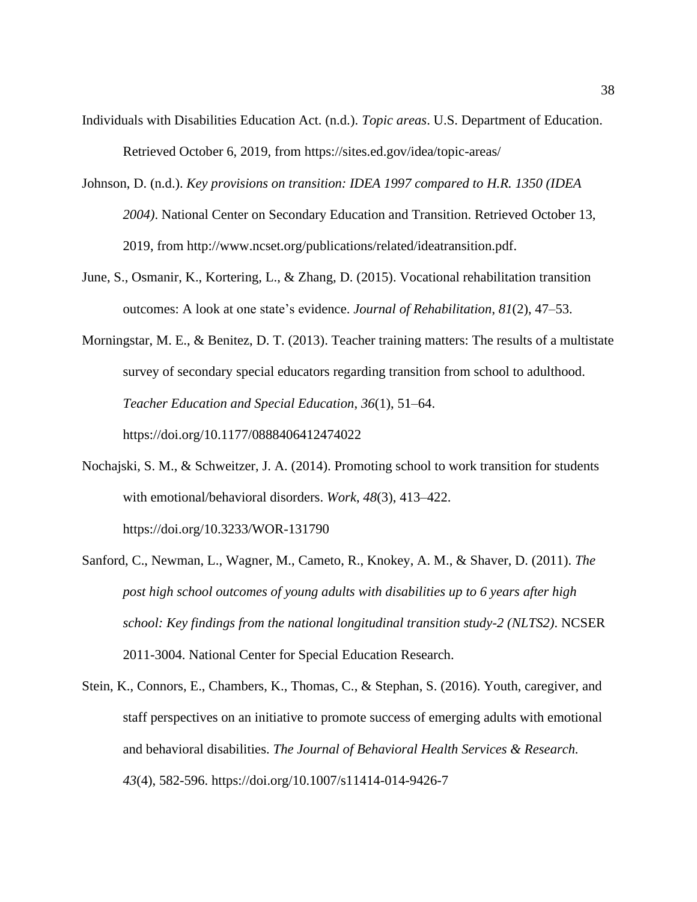Individuals with Disabilities Education Act. (n.d.). *Topic areas*. U.S. Department of Education. Retrieved October 6, 2019, from https://sites.ed.gov/idea/topic-areas/

Johnson, D. (n.d.). *Key provisions on transition: IDEA 1997 compared to H.R. 1350 (IDEA 2004)*. National Center on Secondary Education and Transition. Retrieved October 13, 2019, from http://www.ncset.org/publications/related/ideatransition.pdf.

June, S., Osmanir, K., Kortering, L., & Zhang, D. (2015). Vocational rehabilitation transition outcomes: A look at one state's evidence. *Journal of Rehabilitation*, *81*(2), 47–53.

Morningstar, M. E., & Benitez, D. T. (2013). Teacher training matters: The results of a multistate survey of secondary special educators regarding transition from school to adulthood. *Teacher Education and Special Education*, *36*(1), 51–64. https://doi.org/10.1177/0888406412474022

Nochajski, S. M., & Schweitzer, J. A. (2014). Promoting school to work transition for students with emotional/behavioral disorders. *Work*, *48*(3), 413–422. https://doi.org/10.3233/WOR-131790

Sanford, C., Newman, L., Wagner, M., Cameto, R., Knokey, A. M., & Shaver, D. (2011). *The post high school outcomes of young adults with disabilities up to 6 years after high school: Key findings from the national longitudinal transition study-2 (NLTS2)*. NCSER 2011-3004. National Center for Special Education Research.

Stein, K., Connors, E., Chambers, K., Thomas, C., & Stephan, S. (2016). Youth, caregiver, and staff perspectives on an initiative to promote success of emerging adults with emotional and behavioral disabilities. *The Journal of Behavioral Health Services & Research. 43*(4), 582-596. https://doi.org/10.1007/s11414-014-9426-7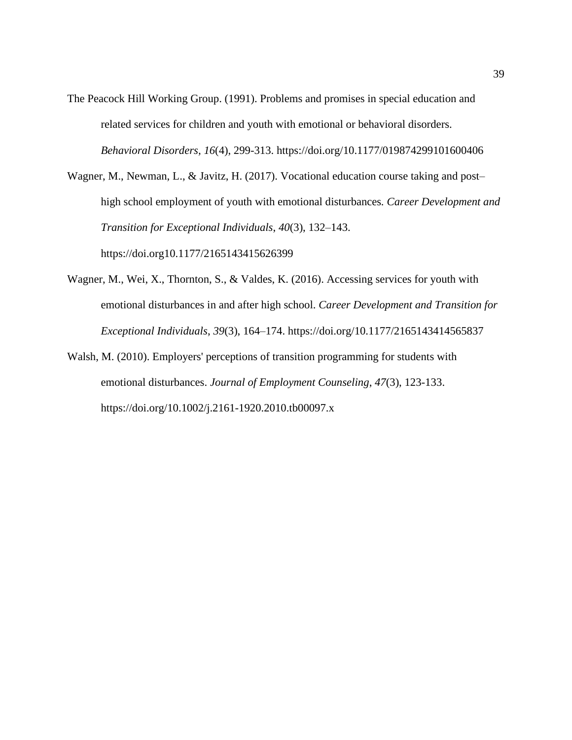The Peacock Hill Working Group. (1991). Problems and promises in special education and related services for children and youth with emotional or behavioral disorders. *Behavioral Disorders*, *16*(4), 299-313. https://doi.org/10.1177/019874299101600406

Wagner, M., Newman, L., & Javitz, H. (2017). Vocational education course taking and post–high school employment of youth with emotional disturbances*. Career Development and Transition for Exceptional Individuals*, *40*(3), 132–143. https://doi.org10.1177/2165143415626399

Wagner, M., Wei, X., Thornton, S., & Valdes, K. (2016). Accessing services for youth with emotional disturbances in and after high school. *Career Development and Transition for Exceptional Individuals*, *39*(3), 164–174. https://doi.org/10.1177/2165143414565837

Walsh, M. (2010). Employers' perceptions of transition programming for students with emotional disturbances. *Journal of Employment Counseling*, *47*(3), 123-133. https://doi.org/10.1002/j.2161-1920.2010.tb00097.x